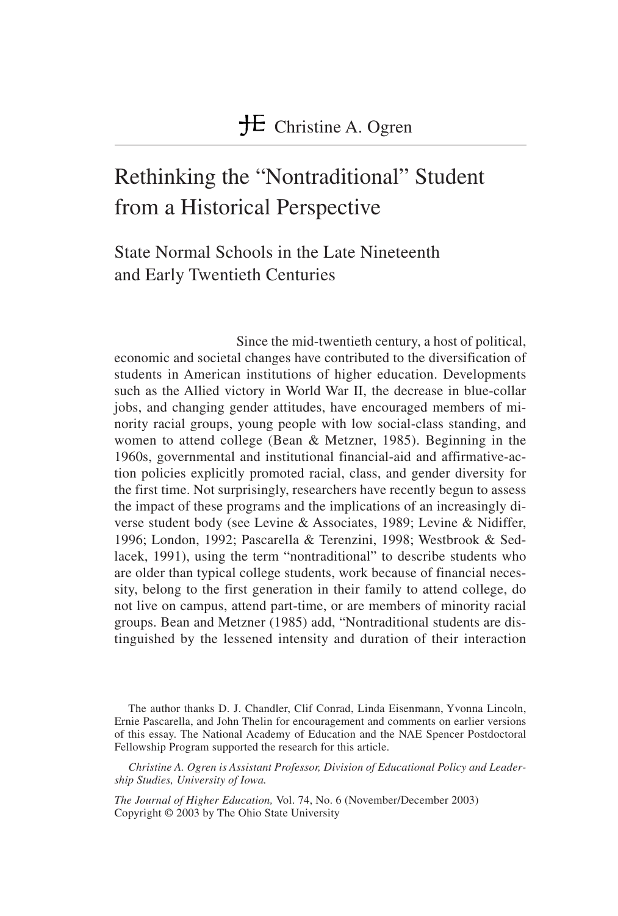Christine A. Ogren

# Rethinking the "Nontraditional" Student from a Historical Perspective

## State Normal Schools in the Late Nineteenth and Early Twentieth Centuries

Since the mid-twentieth century, a host of political, economic and societal changes have contributed to the diversification of students in American institutions of higher education. Developments such as the Allied victory in World War II, the decrease in blue-collar jobs, and changing gender attitudes, have encouraged members of minority racial groups, young people with low social-class standing, and women to attend college (Bean & Metzner, 1985). Beginning in the 1960s, governmental and institutional financial-aid and affirmative-action policies explicitly promoted racial, class, and gender diversity for the first time. Not surprisingly, researchers have recently begun to assess the impact of these programs and the implications of an increasingly diverse student body (see Levine & Associates, 1989; Levine & Nidiffer, 1996; London, 1992; Pascarella & Terenzini, 1998; Westbrook & Sedlacek, 1991), using the term "nontraditional" to describe students who are older than typical college students, work because of financial necessity, belong to the first generation in their family to attend college, do not live on campus, attend part-time, or are members of minority racial groups. Bean and Metzner (1985) add, "Nontraditional students are distinguished by the lessened intensity and duration of their interaction

---

The author thanks D. J. Chandler, Clif Conrad, Linda Eisenmann, Yvonna Lincoln, Ernie Pascarella, and John Thelin for encouragement and comments on earlier versions of this essay. The National Academy of Education and the NAE Spencer Postdoctoral Fellowship Program supported the research for this article.

*Christine A. Ogren is Assistant Professor, Division of Educational Policy and Leadership Studies, University of Iowa.*

*The Journal of Higher Education,* Vol. 74, No. 6 (November/December 2003)
Copyright © 2003 by The Ohio State University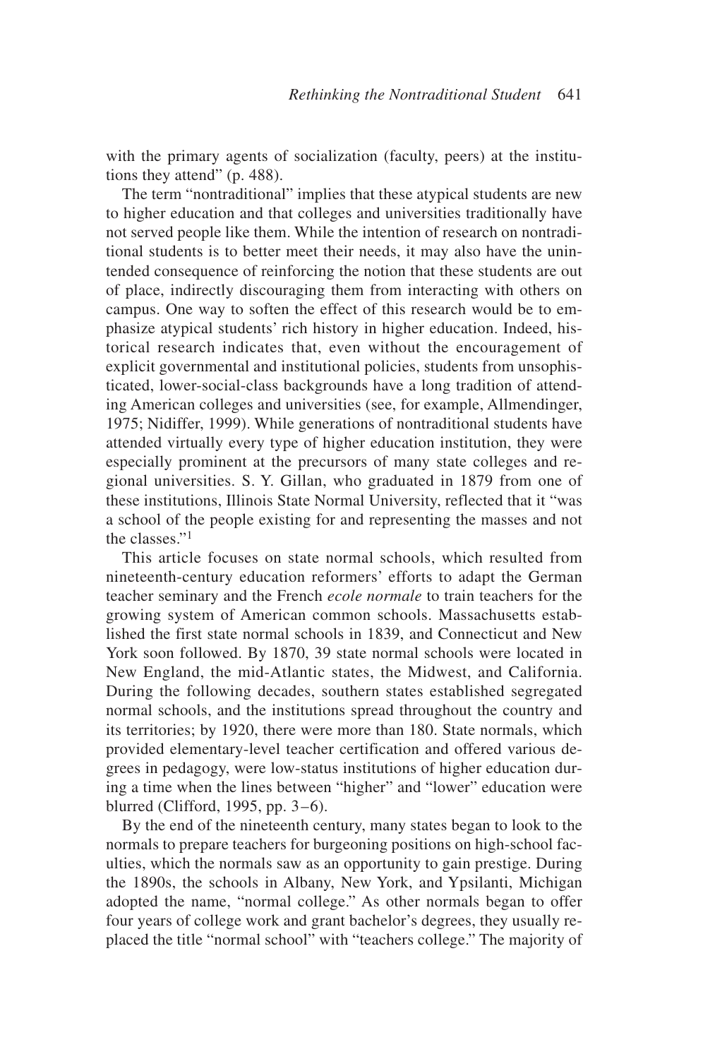with the primary agents of socialization (faculty, peers) at the institutions they attend" (p. 488).

The term "nontraditional" implies that these atypical students are new to higher education and that colleges and universities traditionally have not served people like them. While the intention of research on nontraditional students is to better meet their needs, it may also have the unintended consequence of reinforcing the notion that these students are out of place, indirectly discouraging them from interacting with others on campus. One way to soften the effect of this research would be to emphasize atypical students' rich history in higher education. Indeed, historical research indicates that, even without the encouragement of explicit governmental and institutional policies, students from unsophisticated, lower-social-class backgrounds have a long tradition of attending American colleges and universities (see, for example, Allmendinger, 1975; Nidiffer, 1999). While generations of nontraditional students have attended virtually every type of higher education institution, they were especially prominent at the precursors of many state colleges and regional universities. S. Y. Gillan, who graduated in 1879 from one of these institutions, Illinois State Normal University, reflected that it "was a school of the people existing for and representing the masses and not the classes."[1]

This article focuses on state normal schools, which resulted from nineteenth-century education reformers' efforts to adapt the German teacher seminary and the French *ecole normale* to train teachers for the growing system of American common schools. Massachusetts established the first state normal schools in 1839, and Connecticut and New York soon followed. By 1870, 39 state normal schools were located in New England, the mid-Atlantic states, the Midwest, and California. During the following decades, southern states established segregated normal schools, and the institutions spread throughout the country and its territories; by 1920, there were more than 180. State normals, which provided elementary-level teacher certification and offered various degrees in pedagogy, were low-status institutions of higher education during a time when the lines between "higher" and "lower" education were blurred (Clifford, 1995, pp. 3–6).

By the end of the nineteenth century, many states began to look to the normals to prepare teachers for burgeoning positions on high-school faculties, which the normals saw as an opportunity to gain prestige. During the 1890s, the schools in Albany, New York, and Ypsilanti, Michigan adopted the name, "normal college." As other normals began to offer four years of college work and grant bachelor's degrees, they usually replaced the title "normal school" with "teachers college." The majority of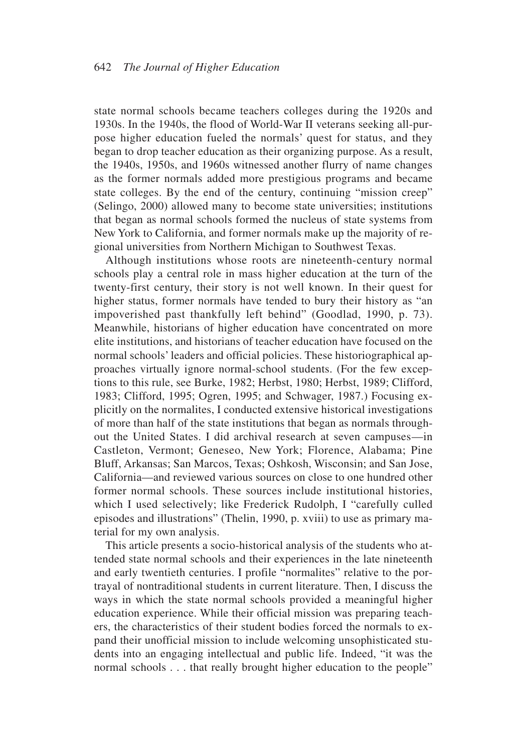state normal schools became teachers colleges during the 1920s and 1930s. In the 1940s, the flood of World-War II veterans seeking all-purpose higher education fueled the normals' quest for status, and they began to drop teacher education as their organizing purpose. As a result, the 1940s, 1950s, and 1960s witnessed another flurry of name changes as the former normals added more prestigious programs and became state colleges. By the end of the century, continuing "mission creep" (Selingo, 2000) allowed many to become state universities; institutions that began as normal schools formed the nucleus of state systems from New York to California, and former normals make up the majority of regional universities from Northern Michigan to Southwest Texas.

Although institutions whose roots are nineteenth-century normal schools play a central role in mass higher education at the turn of the twenty-first century, their story is not well known. In their quest for higher status, former normals have tended to bury their history as "an impoverished past thankfully left behind" (Goodlad, 1990, p. 73). Meanwhile, historians of higher education have concentrated on more elite institutions, and historians of teacher education have focused on the normal schools' leaders and official policies. These historiographical approaches virtually ignore normal-school students. (For the few exceptions to this rule, see Burke, 1982; Herbst, 1980; Herbst, 1989; Clifford, 1983; Clifford, 1995; Ogren, 1995; and Schwager, 1987.) Focusing explicitly on the normalites, I conducted extensive historical investigations of more than half of the state institutions that began as normals throughout the United States. I did archival research at seven campuses—in Castleton, Vermont; Geneseo, New York; Florence, Alabama; Pine Bluff, Arkansas; San Marcos, Texas; Oshkosh, Wisconsin; and San Jose, California—and reviewed various sources on close to one hundred other former normal schools. These sources include institutional histories, which I used selectively; like Frederick Rudolph, I "carefully culled episodes and illustrations" (Thelin, 1990, p. xviii) to use as primary material for my own analysis.

This article presents a socio-historical analysis of the students who attended state normal schools and their experiences in the late nineteenth and early twentieth centuries. I profile "normalites" relative to the portrayal of nontraditional students in current literature. Then, I discuss the ways in which the state normal schools provided a meaningful higher education experience. While their official mission was preparing teachers, the characteristics of their student bodies forced the normals to expand their unofficial mission to include welcoming unsophisticated students into an engaging intellectual and public life. Indeed, "it was the normal schools . . . that really brought higher education to the people"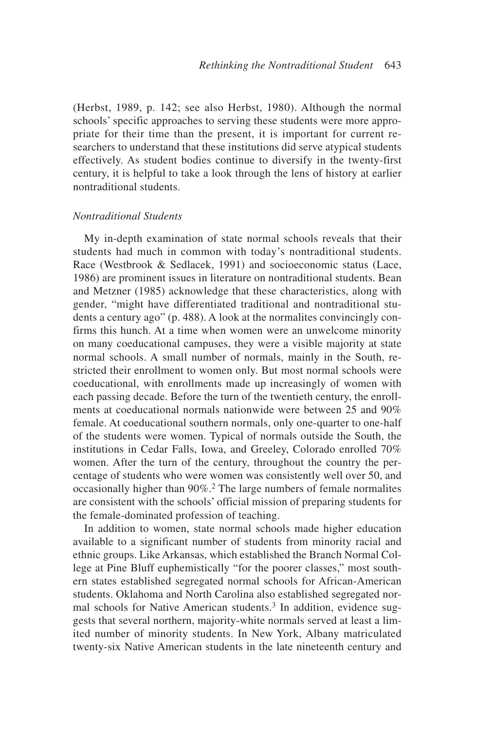(Herbst, 1989, p. 142; see also Herbst, 1980). Although the normal schools' specific approaches to serving these students were more appropriate for their time than the present, it is important for current researchers to understand that these institutions did serve atypical students effectively. As student bodies continue to diversify in the twenty-first century, it is helpful to take a look through the lens of history at earlier nontraditional students.

### *Nontraditional Students*

My in-depth examination of state normal schools reveals that their students had much in common with today's nontraditional students. Race (Westbrook & Sedlacek, 1991) and socioeconomic status (Lace, 1986) are prominent issues in literature on nontraditional students. Bean and Metzner (1985) acknowledge that these characteristics, along with gender, "might have differentiated traditional and nontraditional students a century ago" (p. 488). A look at the normalites convincingly confirms this hunch. At a time when women were an unwelcome minority on many coeducational campuses, they were a visible majority at state normal schools. A small number of normals, mainly in the South, restricted their enrollment to women only. But most normal schools were coeducational, with enrollments made up increasingly of women with each passing decade. Before the turn of the twentieth century, the enrollments at coeducational normals nationwide were between 25 and 90% female. At coeducational southern normals, only one-quarter to one-half of the students were women. Typical of normals outside the South, the institutions in Cedar Falls, Iowa, and Greeley, Colorado enrolled 70% women. After the turn of the century, throughout the country the percentage of students who were women was consistently well over 50, and occasionally higher than 90%.[2] The large numbers of female normalites are consistent with the schools' official mission of preparing students for the female-dominated profession of teaching.

In addition to women, state normal schools made higher education available to a significant number of students from minority racial and ethnic groups. Like Arkansas, which established the Branch Normal College at Pine Bluff euphemistically "for the poorer classes," most southern states established segregated normal schools for African-American students. Oklahoma and North Carolina also established segregated normal schools for Native American students.[3] In addition, evidence suggests that several northern, majority-white normals served at least a limited number of minority students. In New York, Albany matriculated twenty-six Native American students in the late nineteenth century and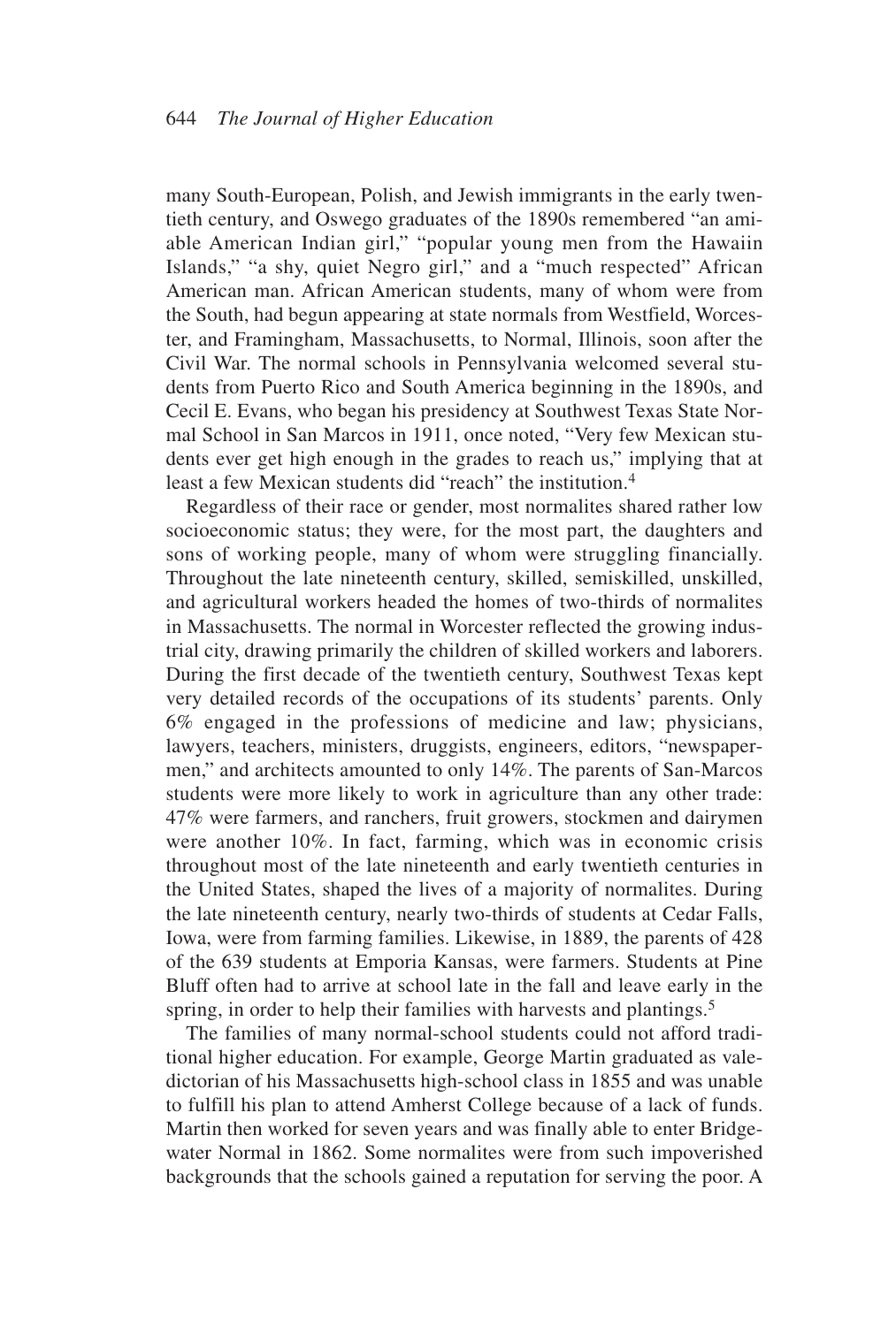many South-European, Polish, and Jewish immigrants in the early twentieth century, and Oswego graduates of the 1890s remembered "an amiable American Indian girl," "popular young men from the Hawaiin Islands," "a shy, quiet Negro girl," and a "much respected" African American man. African American students, many of whom were from the South, had begun appearing at state normals from Westfield, Worcester, and Framingham, Massachusetts, to Normal, Illinois, soon after the Civil War. The normal schools in Pennsylvania welcomed several students from Puerto Rico and South America beginning in the 1890s, and Cecil E. Evans, who began his presidency at Southwest Texas State Normal School in San Marcos in 1911, once noted, "Very few Mexican students ever get high enough in the grades to reach us," implying that at least a few Mexican students did "reach" the institution.[4]

Regardless of their race or gender, most normalites shared rather low socioeconomic status; they were, for the most part, the daughters and sons of working people, many of whom were struggling financially. Throughout the late nineteenth century, skilled, semiskilled, unskilled, and agricultural workers headed the homes of two-thirds of normalites in Massachusetts. The normal in Worcester reflected the growing industrial city, drawing primarily the children of skilled workers and laborers. During the first decade of the twentieth century, Southwest Texas kept very detailed records of the occupations of its students' parents. Only 6% engaged in the professions of medicine and law; physicians, lawyers, teachers, ministers, druggists, engineers, editors, "newspapermen," and architects amounted to only 14%. The parents of San-Marcos students were more likely to work in agriculture than any other trade: 47% were farmers, and ranchers, fruit growers, stockmen and dairymen were another 10%. In fact, farming, which was in economic crisis throughout most of the late nineteenth and early twentieth centuries in the United States, shaped the lives of a majority of normalites. During the late nineteenth century, nearly two-thirds of students at Cedar Falls, Iowa, were from farming families. Likewise, in 1889, the parents of 428 of the 639 students at Emporia Kansas, were farmers. Students at Pine Bluff often had to arrive at school late in the fall and leave early in the spring, in order to help their families with harvests and plantings.[5]

The families of many normal-school students could not afford traditional higher education. For example, George Martin graduated as valedictorian of his Massachusetts high-school class in 1855 and was unable to fulfill his plan to attend Amherst College because of a lack of funds. Martin then worked for seven years and was finally able to enter Bridgewater Normal in 1862. Some normalites were from such impoverished backgrounds that the schools gained a reputation for serving the poor. A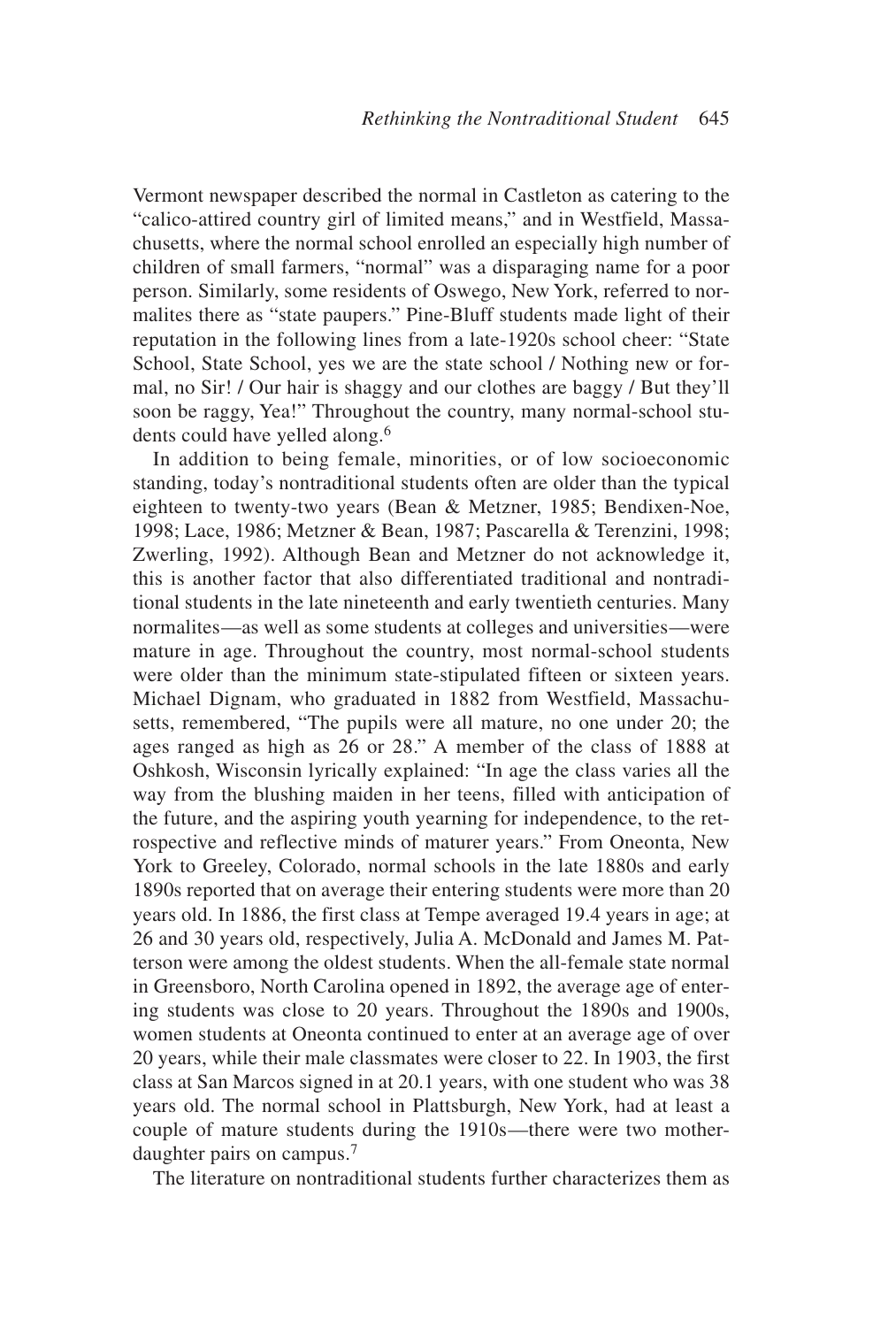Vermont newspaper described the normal in Castleton as catering to the "calico-attired country girl of limited means," and in Westfield, Massachusetts, where the normal school enrolled an especially high number of children of small farmers, "normal" was a disparaging name for a poor person. Similarly, some residents of Oswego, New York, referred to normalites there as "state paupers." Pine-Bluff students made light of their reputation in the following lines from a late-1920s school cheer: "State School, State School, yes we are the state school / Nothing new or formal, no Sir! / Our hair is shaggy and our clothes are baggy / But they'll soon be raggy, Yea!" Throughout the country, many normal-school students could have yelled along.[6]

In addition to being female, minorities, or of low socioeconomic standing, today's nontraditional students often are older than the typical eighteen to twenty-two years (Bean & Metzner, 1985; Bendixen-Noe, 1998; Lace, 1986; Metzner & Bean, 1987; Pascarella & Terenzini, 1998; Zwerling, 1992). Although Bean and Metzner do not acknowledge it, this is another factor that also differentiated traditional and nontraditional students in the late nineteenth and early twentieth centuries. Many normalites—as well as some students at colleges and universities—were mature in age. Throughout the country, most normal-school students were older than the minimum state-stipulated fifteen or sixteen years. Michael Dignam, who graduated in 1882 from Westfield, Massachusetts, remembered, "The pupils were all mature, no one under 20; the ages ranged as high as 26 or 28." A member of the class of 1888 at Oshkosh, Wisconsin lyrically explained: "In age the class varies all the way from the blushing maiden in her teens, filled with anticipation of the future, and the aspiring youth yearning for independence, to the retrospective and reflective minds of maturer years." From Oneonta, New York to Greeley, Colorado, normal schools in the late 1880s and early 1890s reported that on average their entering students were more than 20 years old. In 1886, the first class at Tempe averaged 19.4 years in age; at 26 and 30 years old, respectively, Julia A. McDonald and James M. Patterson were among the oldest students. When the all-female state normal in Greensboro, North Carolina opened in 1892, the average age of entering students was close to 20 years. Throughout the 1890s and 1900s, women students at Oneonta continued to enter at an average age of over 20 years, while their male classmates were closer to 22. In 1903, the first class at San Marcos signed in at 20.1 years, with one student who was 38 years old. The normal school in Plattsburgh, New York, had at least a couple of mature students during the 1910s—there were two mother-daughter pairs on campus.[7]

The literature on nontraditional students further characterizes them as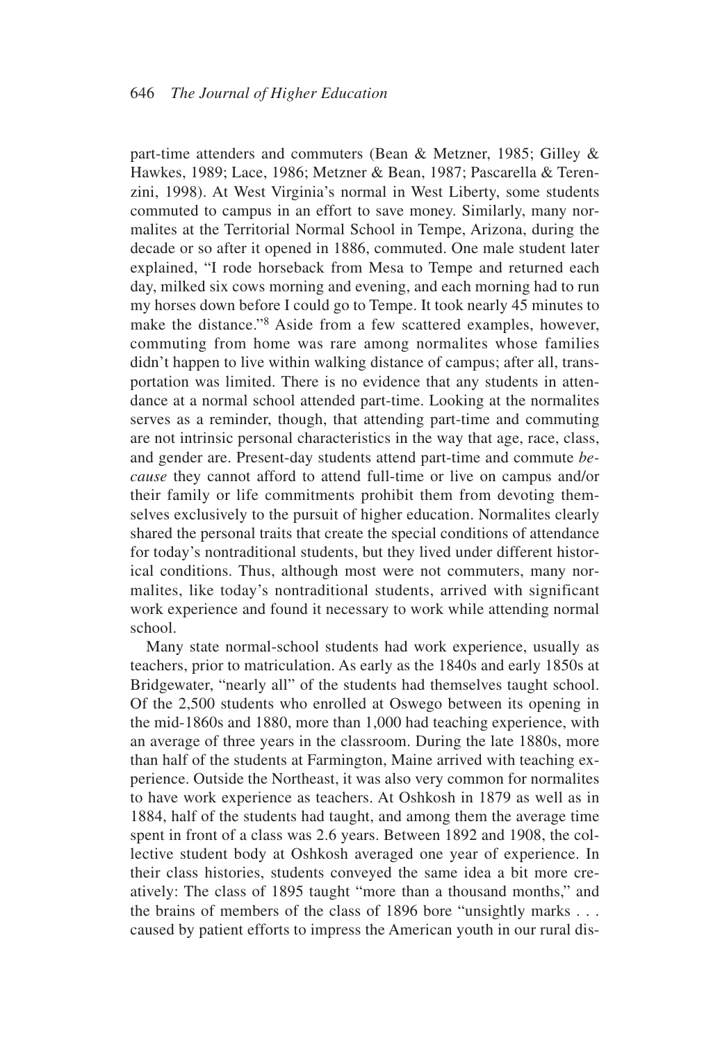part-time attenders and commuters (Bean & Metzner, 1985; Gilley & Hawkes, 1989; Lace, 1986; Metzner & Bean, 1987; Pascarella & Terenzini, 1998). At West Virginia's normal in West Liberty, some students commuted to campus in an effort to save money. Similarly, many normalites at the Territorial Normal School in Tempe, Arizona, during the decade or so after it opened in 1886, commuted. One male student later explained, "I rode horseback from Mesa to Tempe and returned each day, milked six cows morning and evening, and each morning had to run my horses down before I could go to Tempe. It took nearly 45 minutes to make the distance."[8] Aside from a few scattered examples, however, commuting from home was rare among normalites whose families didn't happen to live within walking distance of campus; after all, transportation was limited. There is no evidence that any students in attendance at a normal school attended part-time. Looking at the normalites serves as a reminder, though, that attending part-time and commuting are not intrinsic personal characteristics in the way that age, race, class, and gender are. Present-day students attend part-time and commute *because* they cannot afford to attend full-time or live on campus and/or their family or life commitments prohibit them from devoting themselves exclusively to the pursuit of higher education. Normalites clearly shared the personal traits that create the special conditions of attendance for today's nontraditional students, but they lived under different historical conditions. Thus, although most were not commuters, many normalites, like today's nontraditional students, arrived with significant work experience and found it necessary to work while attending normal school.

Many state normal-school students had work experience, usually as teachers, prior to matriculation. As early as the 1840s and early 1850s at Bridgewater, "nearly all" of the students had themselves taught school. Of the 2,500 students who enrolled at Oswego between its opening in the mid-1860s and 1880, more than 1,000 had teaching experience, with an average of three years in the classroom. During the late 1880s, more than half of the students at Farmington, Maine arrived with teaching experience. Outside the Northeast, it was also very common for normalites to have work experience as teachers. At Oshkosh in 1879 as well as in 1884, half of the students had taught, and among them the average time spent in front of a class was 2.6 years. Between 1892 and 1908, the collective student body at Oshkosh averaged one year of experience. In their class histories, students conveyed the same idea a bit more creatively: The class of 1895 taught "more than a thousand months," and the brains of members of the class of 1896 bore "unsightly marks . . . caused by patient efforts to impress the American youth in our rural dis-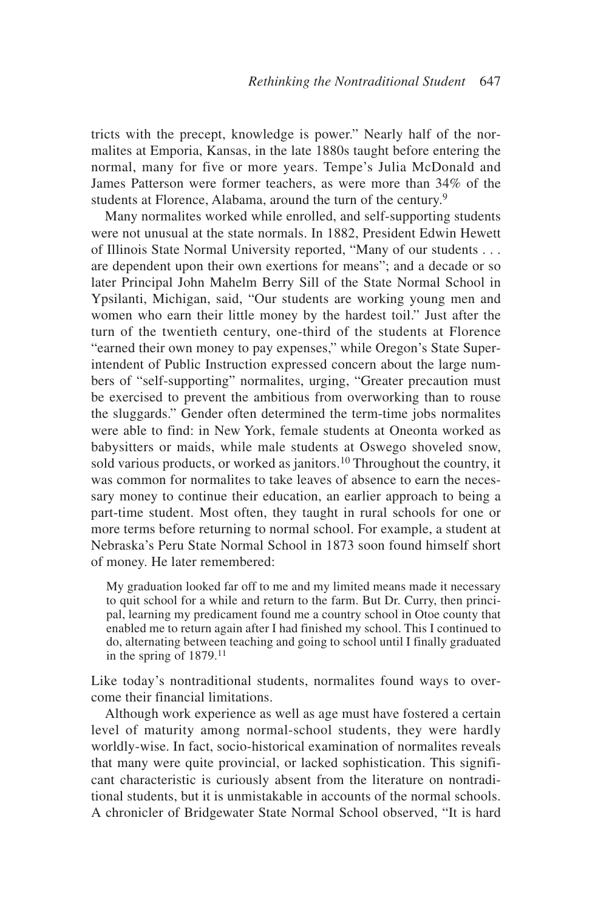tricts with the precept, knowledge is power." Nearly half of the normalites at Emporia, Kansas, in the late 1880s taught before entering the normal, many for five or more years. Tempe's Julia McDonald and James Patterson were former teachers, as were more than 34% of the students at Florence, Alabama, around the turn of the century.[9]

Many normalites worked while enrolled, and self-supporting students were not unusual at the state normals. In 1882, President Edwin Hewett of Illinois State Normal University reported, "Many of our students . . . are dependent upon their own exertions for means"; and a decade or so later Principal John Mahelm Berry Sill of the State Normal School in Ypsilanti, Michigan, said, "Our students are working young men and women who earn their little money by the hardest toil." Just after the turn of the twentieth century, one-third of the students at Florence "earned their own money to pay expenses," while Oregon's State Superintendent of Public Instruction expressed concern about the large numbers of "self-supporting" normalites, urging, "Greater precaution must be exercised to prevent the ambitious from overworking than to rouse the sluggards." Gender often determined the term-time jobs normalites were able to find: in New York, female students at Oneonta worked as babysitters or maids, while male students at Oswego shoveled snow, sold various products, or worked as janitors.[10] Throughout the country, it was common for normalites to take leaves of absence to earn the necessary money to continue their education, an earlier approach to being a part-time student. Most often, they taught in rural schools for one or more terms before returning to normal school. For example, a student at Nebraska's Peru State Normal School in 1873 soon found himself short of money. He later remembered:

> My graduation looked far off to me and my limited means made it necessary to quit school for a while and return to the farm. But Dr. Curry, then principal, learning my predicament found me a country school in Otoe county that enabled me to return again after I had finished my school. This I continued to do, alternating between teaching and going to school until I finally graduated in the spring of 1879.[11]

Like today's nontraditional students, normalites found ways to overcome their financial limitations.

Although work experience as well as age must have fostered a certain level of maturity among normal-school students, they were hardly worldly-wise. In fact, socio-historical examination of normalites reveals that many were quite provincial, or lacked sophistication. This significant characteristic is curiously absent from the literature on nontraditional students, but it is unmistakable in accounts of the normal schools. A chronicler of Bridgewater State Normal School observed, "It is hard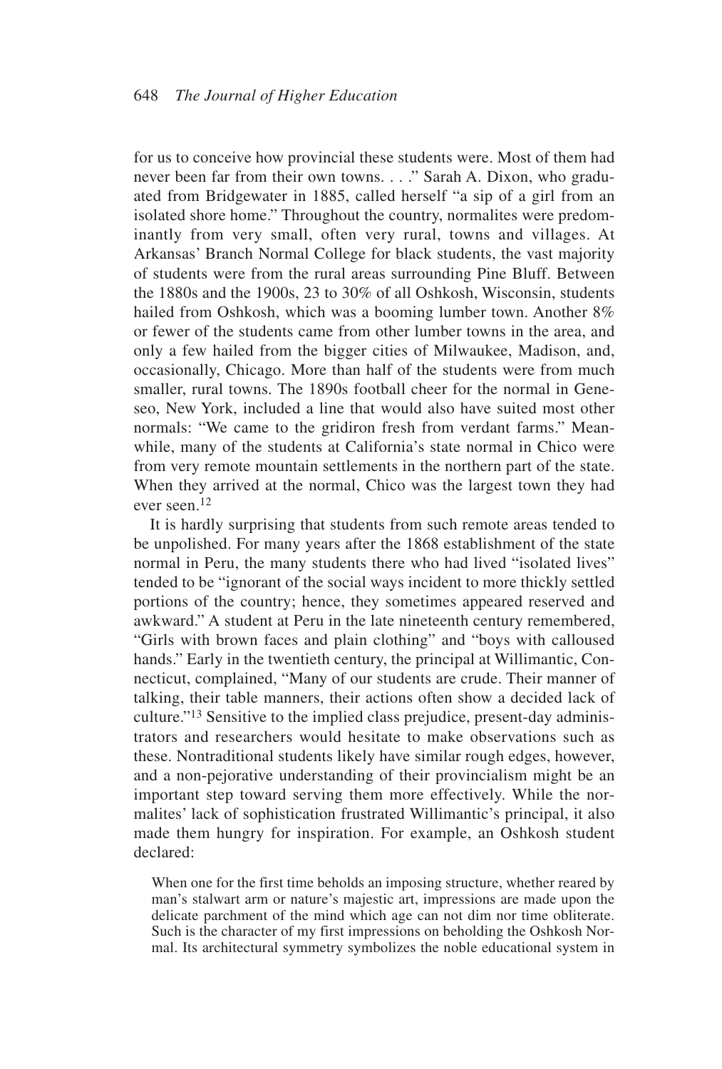for us to conceive how provincial these students were. Most of them had never been far from their own towns. . . ." Sarah A. Dixon, who graduated from Bridgewater in 1885, called herself "a sip of a girl from an isolated shore home." Throughout the country, normalites were predominantly from very small, often very rural, towns and villages. At Arkansas' Branch Normal College for black students, the vast majority of students were from the rural areas surrounding Pine Bluff. Between the 1880s and the 1900s, 23 to 30% of all Oshkosh, Wisconsin, students hailed from Oshkosh, which was a booming lumber town. Another 8% or fewer of the students came from other lumber towns in the area, and only a few hailed from the bigger cities of Milwaukee, Madison, and, occasionally, Chicago. More than half of the students were from much smaller, rural towns. The 1890s football cheer for the normal in Geneseo, New York, included a line that would also have suited most other normals: "We came to the gridiron fresh from verdant farms." Meanwhile, many of the students at California's state normal in Chico were from very remote mountain settlements in the northern part of the state. When they arrived at the normal, Chico was the largest town they had ever seen.[12]

It is hardly surprising that students from such remote areas tended to be unpolished. For many years after the 1868 establishment of the state normal in Peru, the many students there who had lived "isolated lives" tended to be "ignorant of the social ways incident to more thickly settled portions of the country; hence, they sometimes appeared reserved and awkward." A student at Peru in the late nineteenth century remembered, "Girls with brown faces and plain clothing" and "boys with calloused hands." Early in the twentieth century, the principal at Willimantic, Connecticut, complained, "Many of our students are crude. Their manner of talking, their table manners, their actions often show a decided lack of culture."[13] Sensitive to the implied class prejudice, present-day administrators and researchers would hesitate to make observations such as these. Nontraditional students likely have similar rough edges, however, and a non-pejorative understanding of their provincialism might be an important step toward serving them more effectively. While the normalites' lack of sophistication frustrated Willimantic's principal, it also made them hungry for inspiration. For example, an Oshkosh student declared:

> When one for the first time beholds an imposing structure, whether reared by man's stalwart arm or nature's majestic art, impressions are made upon the delicate parchment of the mind which age can not dim nor time obliterate. Such is the character of my first impressions on beholding the Oshkosh Normal. Its architectural symmetry symbolizes the noble educational system in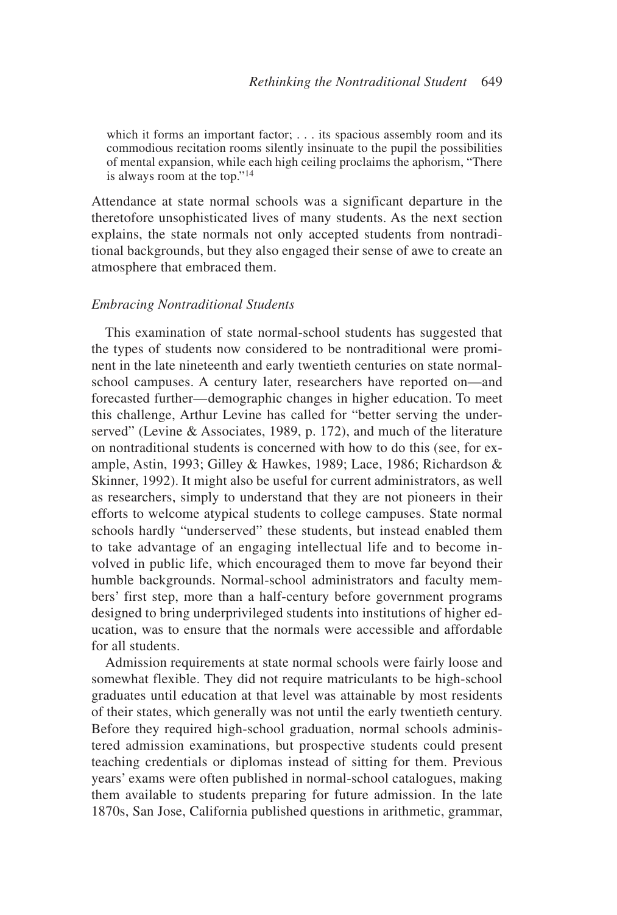> which it forms an important factor; . . . its spacious assembly room and its commodious recitation rooms silently insinuate to the pupil the possibilities of mental expansion, while each high ceiling proclaims the aphorism, "There is always room at the top."[14]

Attendance at state normal schools was a significant departure in the theretofore unsophisticated lives of many students. As the next section explains, the state normals not only accepted students from nontraditional backgrounds, but they also engaged their sense of awe to create an atmosphere that embraced them.

### *Embracing Nontraditional Students*

This examination of state normal-school students has suggested that the types of students now considered to be nontraditional were prominent in the late nineteenth and early twentieth centuries on state normal-school campuses. A century later, researchers have reported on—and forecasted further—demographic changes in higher education. To meet this challenge, Arthur Levine has called for "better serving the underserved" (Levine & Associates, 1989, p. 172), and much of the literature on nontraditional students is concerned with how to do this (see, for example, Astin, 1993; Gilley & Hawkes, 1989; Lace, 1986; Richardson & Skinner, 1992). It might also be useful for current administrators, as well as researchers, simply to understand that they are not pioneers in their efforts to welcome atypical students to college campuses. State normal schools hardly "underserved" these students, but instead enabled them to take advantage of an engaging intellectual life and to become involved in public life, which encouraged them to move far beyond their humble backgrounds. Normal-school administrators and faculty members' first step, more than a half-century before government programs designed to bring underprivileged students into institutions of higher education, was to ensure that the normals were accessible and affordable for all students.

Admission requirements at state normal schools were fairly loose and somewhat flexible. They did not require matriculants to be high-school graduates until education at that level was attainable by most residents of their states, which generally was not until the early twentieth century. Before they required high-school graduation, normal schools administered admission examinations, but prospective students could present teaching credentials or diplomas instead of sitting for them. Previous years' exams were often published in normal-school catalogues, making them available to students preparing for future admission. In the late 1870s, San Jose, California published questions in arithmetic, grammar,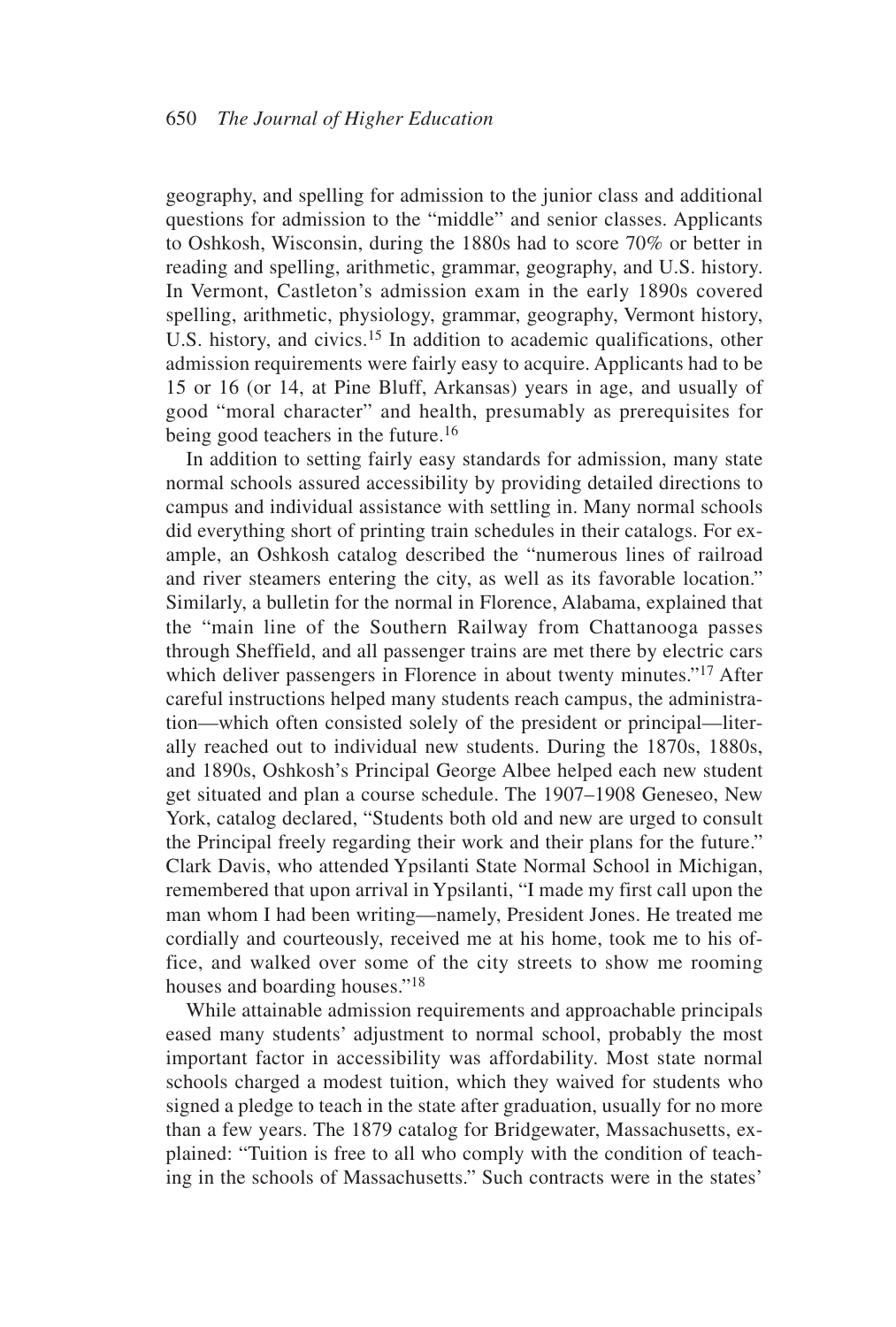geography, and spelling for admission to the junior class and additional questions for admission to the "middle" and senior classes. Applicants to Oshkosh, Wisconsin, during the 1880s had to score 70% or better in reading and spelling, arithmetic, grammar, geography, and U.S. history. In Vermont, Castleton's admission exam in the early 1890s covered spelling, arithmetic, physiology, grammar, geography, Vermont history, U.S. history, and civics.[15] In addition to academic qualifications, other admission requirements were fairly easy to acquire. Applicants had to be 15 or 16 (or 14, at Pine Bluff, Arkansas) years in age, and usually of good "moral character" and health, presumably as prerequisites for being good teachers in the future.[16]

In addition to setting fairly easy standards for admission, many state normal schools assured accessibility by providing detailed directions to campus and individual assistance with settling in. Many normal schools did everything short of printing train schedules in their catalogs. For example, an Oshkosh catalog described the "numerous lines of railroad and river steamers entering the city, as well as its favorable location." Similarly, a bulletin for the normal in Florence, Alabama, explained that the "main line of the Southern Railway from Chattanooga passes through Sheffield, and all passenger trains are met there by electric cars which deliver passengers in Florence in about twenty minutes."[17] After careful instructions helped many students reach campus, the administration—which often consisted solely of the president or principal—literally reached out to individual new students. During the 1870s, 1880s, and 1890s, Oshkosh's Principal George Albee helped each new student get situated and plan a course schedule. The 1907–1908 Geneseo, New York, catalog declared, "Students both old and new are urged to consult the Principal freely regarding their work and their plans for the future." Clark Davis, who attended Ypsilanti State Normal School in Michigan, remembered that upon arrival in Ypsilanti, "I made my first call upon the man whom I had been writing—namely, President Jones. He treated me cordially and courteously, received me at his home, took me to his office, and walked over some of the city streets to show me rooming houses and boarding houses."[18]

While attainable admission requirements and approachable principals eased many students' adjustment to normal school, probably the most important factor in accessibility was affordability. Most state normal schools charged a modest tuition, which they waived for students who signed a pledge to teach in the state after graduation, usually for no more than a few years. The 1879 catalog for Bridgewater, Massachusetts, explained: "Tuition is free to all who comply with the condition of teaching in the schools of Massachusetts." Such contracts were in the states'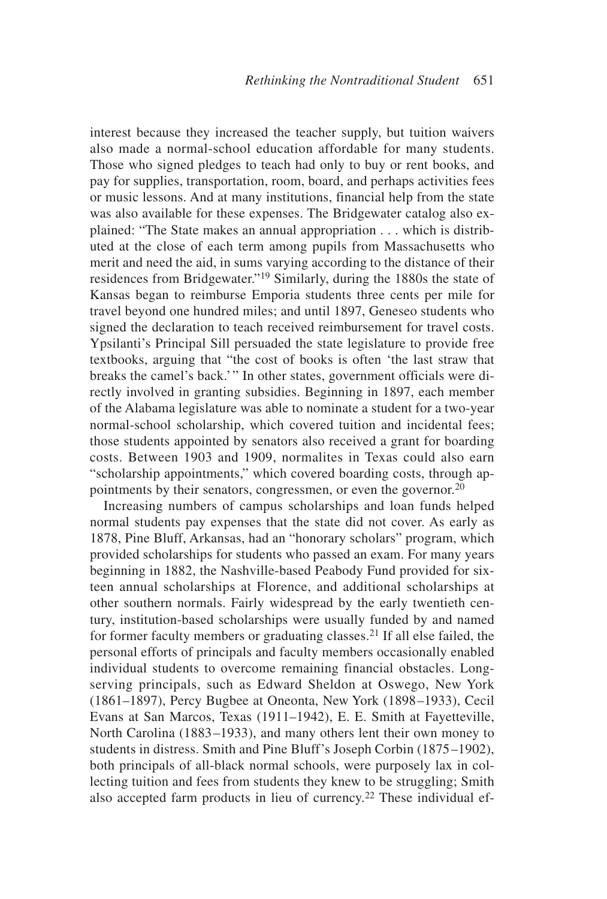interest because they increased the teacher supply, but tuition waivers also made a normal-school education affordable for many students. Those who signed pledges to teach had only to buy or rent books, and pay for supplies, transportation, room, board, and perhaps activities fees or music lessons. And at many institutions, financial help from the state was also available for these expenses. The Bridgewater catalog also explained: "The State makes an annual appropriation . . . which is distributed at the close of each term among pupils from Massachusetts who merit and need the aid, in sums varying according to the distance of their residences from Bridgewater."[19] Similarly, during the 1880s the state of Kansas began to reimburse Emporia students three cents per mile for travel beyond one hundred miles; and until 1897, Geneseo students who signed the declaration to teach received reimbursement for travel costs. Ypsilanti's Principal Sill persuaded the state legislature to provide free textbooks, arguing that "the cost of books is often 'the last straw that breaks the camel's back.' " In other states, government officials were directly involved in granting subsidies. Beginning in 1897, each member of the Alabama legislature was able to nominate a student for a two-year normal-school scholarship, which covered tuition and incidental fees; those students appointed by senators also received a grant for boarding costs. Between 1903 and 1909, normalites in Texas could also earn "scholarship appointments," which covered boarding costs, through appointments by their senators, congressmen, or even the governor.[20]

Increasing numbers of campus scholarships and loan funds helped normal students pay expenses that the state did not cover. As early as 1878, Pine Bluff, Arkansas, had an "honorary scholars" program, which provided scholarships for students who passed an exam. For many years beginning in 1882, the Nashville-based Peabody Fund provided for sixteen annual scholarships at Florence, and additional scholarships at other southern normals. Fairly widespread by the early twentieth century, institution-based scholarships were usually funded by and named for former faculty members or graduating classes.[21] If all else failed, the personal efforts of principals and faculty members occasionally enabled individual students to overcome remaining financial obstacles. Long-serving principals, such as Edward Sheldon at Oswego, New York (1861–1897), Percy Bugbee at Oneonta, New York (1898–1933), Cecil Evans at San Marcos, Texas (1911–1942), E. E. Smith at Fayetteville, North Carolina (1883–1933), and many others lent their own money to students in distress. Smith and Pine Bluff's Joseph Corbin (1875–1902), both principals of all-black normal schools, were purposely lax in collecting tuition and fees from students they knew to be struggling; Smith also accepted farm products in lieu of currency.[22] These individual ef-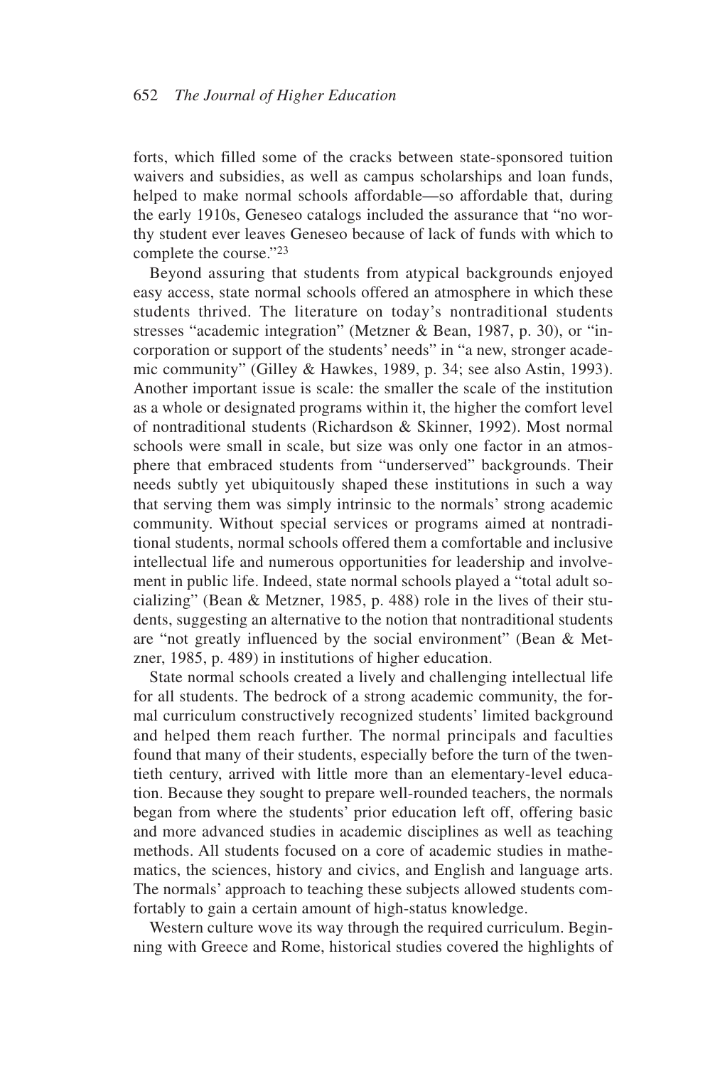forts, which filled some of the cracks between state-sponsored tuition waivers and subsidies, as well as campus scholarships and loan funds, helped to make normal schools affordable—so affordable that, during the early 1910s, Geneseo catalogs included the assurance that "no worthy student ever leaves Geneseo because of lack of funds with which to complete the course."[23]

Beyond assuring that students from atypical backgrounds enjoyed easy access, state normal schools offered an atmosphere in which these students thrived. The literature on today's nontraditional students stresses "academic integration" (Metzner & Bean, 1987, p. 30), or "incorporation or support of the students' needs" in "a new, stronger academic community" (Gilley & Hawkes, 1989, p. 34; see also Astin, 1993). Another important issue is scale: the smaller the scale of the institution as a whole or designated programs within it, the higher the comfort level of nontraditional students (Richardson & Skinner, 1992). Most normal schools were small in scale, but size was only one factor in an atmosphere that embraced students from "underserved" backgrounds. Their needs subtly yet ubiquitously shaped these institutions in such a way that serving them was simply intrinsic to the normals' strong academic community. Without special services or programs aimed at nontraditional students, normal schools offered them a comfortable and inclusive intellectual life and numerous opportunities for leadership and involvement in public life. Indeed, state normal schools played a "total adult socializing" (Bean & Metzner, 1985, p. 488) role in the lives of their students, suggesting an alternative to the notion that nontraditional students are "not greatly influenced by the social environment" (Bean & Metzner, 1985, p. 489) in institutions of higher education.

State normal schools created a lively and challenging intellectual life for all students. The bedrock of a strong academic community, the formal curriculum constructively recognized students' limited background and helped them reach further. The normal principals and faculties found that many of their students, especially before the turn of the twentieth century, arrived with little more than an elementary-level education. Because they sought to prepare well-rounded teachers, the normals began from where the students' prior education left off, offering basic and more advanced studies in academic disciplines as well as teaching methods. All students focused on a core of academic studies in mathematics, the sciences, history and civics, and English and language arts. The normals' approach to teaching these subjects allowed students comfortably to gain a certain amount of high-status knowledge.

Western culture wove its way through the required curriculum. Beginning with Greece and Rome, historical studies covered the highlights of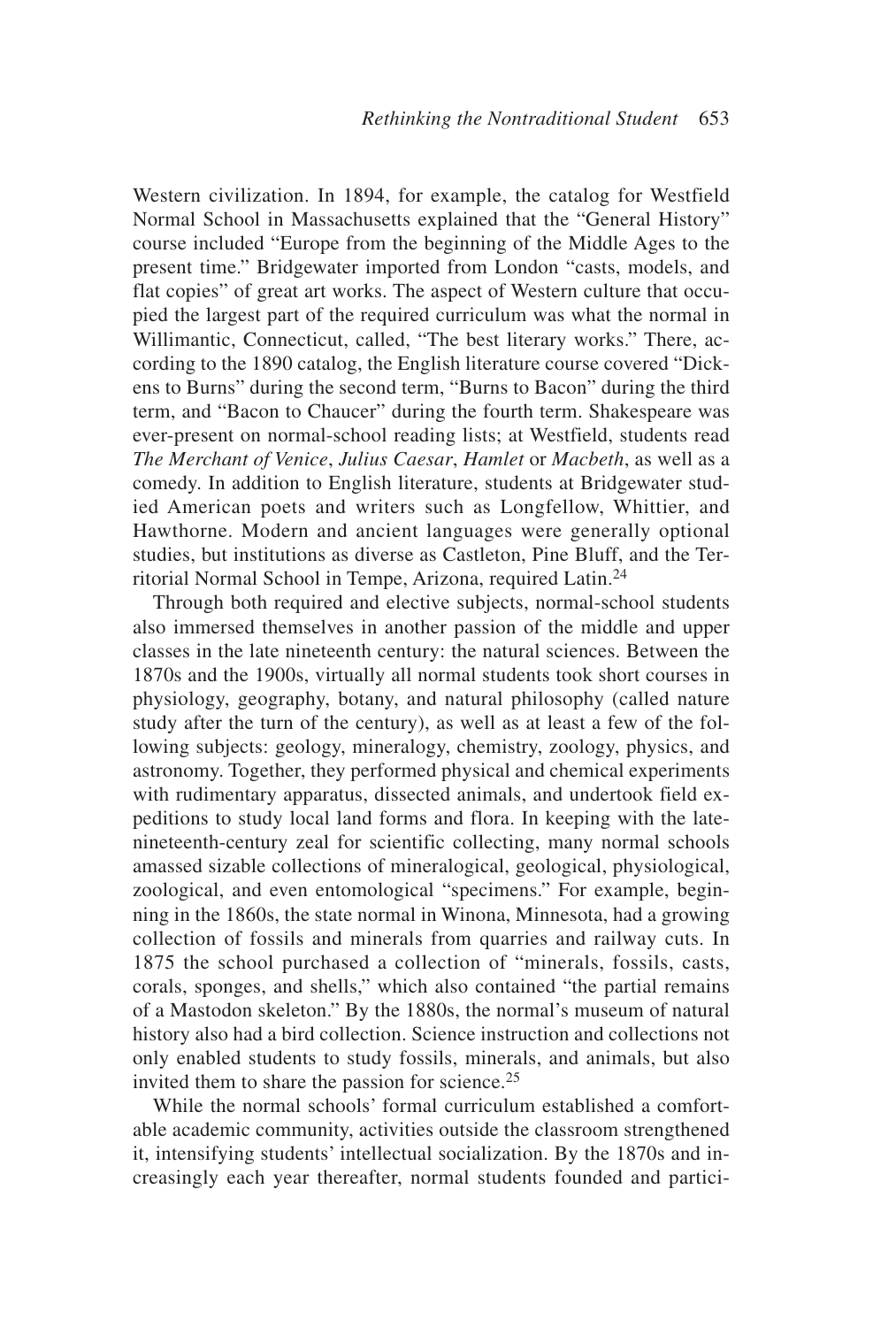Western civilization. In 1894, for example, the catalog for Westfield Normal School in Massachusetts explained that the "General History" course included "Europe from the beginning of the Middle Ages to the present time." Bridgewater imported from London "casts, models, and flat copies" of great art works. The aspect of Western culture that occupied the largest part of the required curriculum was what the normal in Willimantic, Connecticut, called, "The best literary works." There, according to the 1890 catalog, the English literature course covered "Dickens to Burns" during the second term, "Burns to Bacon" during the third term, and "Bacon to Chaucer" during the fourth term. Shakespeare was ever-present on normal-school reading lists; at Westfield, students read *The Merchant of Venice*, *Julius Caesar*, *Hamlet* or *Macbeth*, as well as a comedy. In addition to English literature, students at Bridgewater studied American poets and writers such as Longfellow, Whittier, and Hawthorne. Modern and ancient languages were generally optional studies, but institutions as diverse as Castleton, Pine Bluff, and the Territorial Normal School in Tempe, Arizona, required Latin.[24]

Through both required and elective subjects, normal-school students also immersed themselves in another passion of the middle and upper classes in the late nineteenth century: the natural sciences. Between the 1870s and the 1900s, virtually all normal students took short courses in physiology, geography, botany, and natural philosophy (called nature study after the turn of the century), as well as at least a few of the following subjects: geology, mineralogy, chemistry, zoology, physics, and astronomy. Together, they performed physical and chemical experiments with rudimentary apparatus, dissected animals, and undertook field expeditions to study local land forms and flora. In keeping with the late-nineteenth-century zeal for scientific collecting, many normal schools amassed sizable collections of mineralogical, geological, physiological, zoological, and even entomological "specimens." For example, beginning in the 1860s, the state normal in Winona, Minnesota, had a growing collection of fossils and minerals from quarries and railway cuts. In 1875 the school purchased a collection of "minerals, fossils, casts, corals, sponges, and shells," which also contained "the partial remains of a Mastodon skeleton." By the 1880s, the normal's museum of natural history also had a bird collection. Science instruction and collections not only enabled students to study fossils, minerals, and animals, but also invited them to share the passion for science.[25]

While the normal schools' formal curriculum established a comfortable academic community, activities outside the classroom strengthened it, intensifying students' intellectual socialization. By the 1870s and increasingly each year thereafter, normal students founded and partici-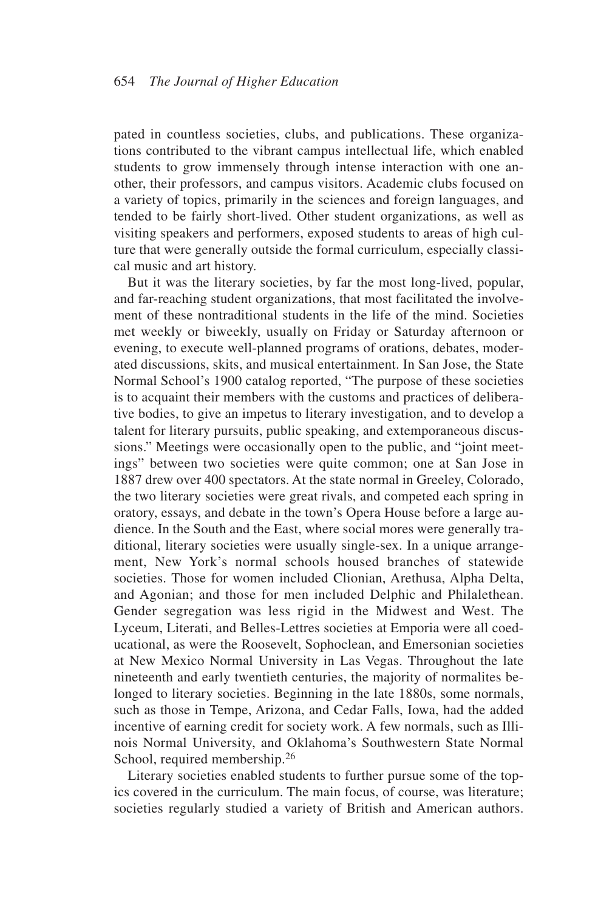pated in countless societies, clubs, and publications. These organizations contributed to the vibrant campus intellectual life, which enabled students to grow immensely through intense interaction with one another, their professors, and campus visitors. Academic clubs focused on a variety of topics, primarily in the sciences and foreign languages, and tended to be fairly short-lived. Other student organizations, as well as visiting speakers and performers, exposed students to areas of high culture that were generally outside the formal curriculum, especially classical music and art history.

But it was the literary societies, by far the most long-lived, popular, and far-reaching student organizations, that most facilitated the involvement of these nontraditional students in the life of the mind. Societies met weekly or biweekly, usually on Friday or Saturday afternoon or evening, to execute well-planned programs of orations, debates, moderated discussions, skits, and musical entertainment. In San Jose, the State Normal School's 1900 catalog reported, "The purpose of these societies is to acquaint their members with the customs and practices of deliberative bodies, to give an impetus to literary investigation, and to develop a talent for literary pursuits, public speaking, and extemporaneous discussions." Meetings were occasionally open to the public, and "joint meetings" between two societies were quite common; one at San Jose in 1887 drew over 400 spectators. At the state normal in Greeley, Colorado, the two literary societies were great rivals, and competed each spring in oratory, essays, and debate in the town's Opera House before a large audience. In the South and the East, where social mores were generally traditional, literary societies were usually single-sex. In a unique arrangement, New York's normal schools housed branches of statewide societies. Those for women included Clionian, Arethusa, Alpha Delta, and Agonian; and those for men included Delphic and Philalethean. Gender segregation was less rigid in the Midwest and West. The Lyceum, Literati, and Belles-Lettres societies at Emporia were all coeducational, as were the Roosevelt, Sophoclean, and Emersonian societies at New Mexico Normal University in Las Vegas. Throughout the late nineteenth and early twentieth centuries, the majority of normalites belonged to literary societies. Beginning in the late 1880s, some normals, such as those in Tempe, Arizona, and Cedar Falls, Iowa, had the added incentive of earning credit for society work. A few normals, such as Illinois Normal University, and Oklahoma's Southwestern State Normal School, required membership.[26]

Literary societies enabled students to further pursue some of the topics covered in the curriculum. The main focus, of course, was literature; societies regularly studied a variety of British and American authors.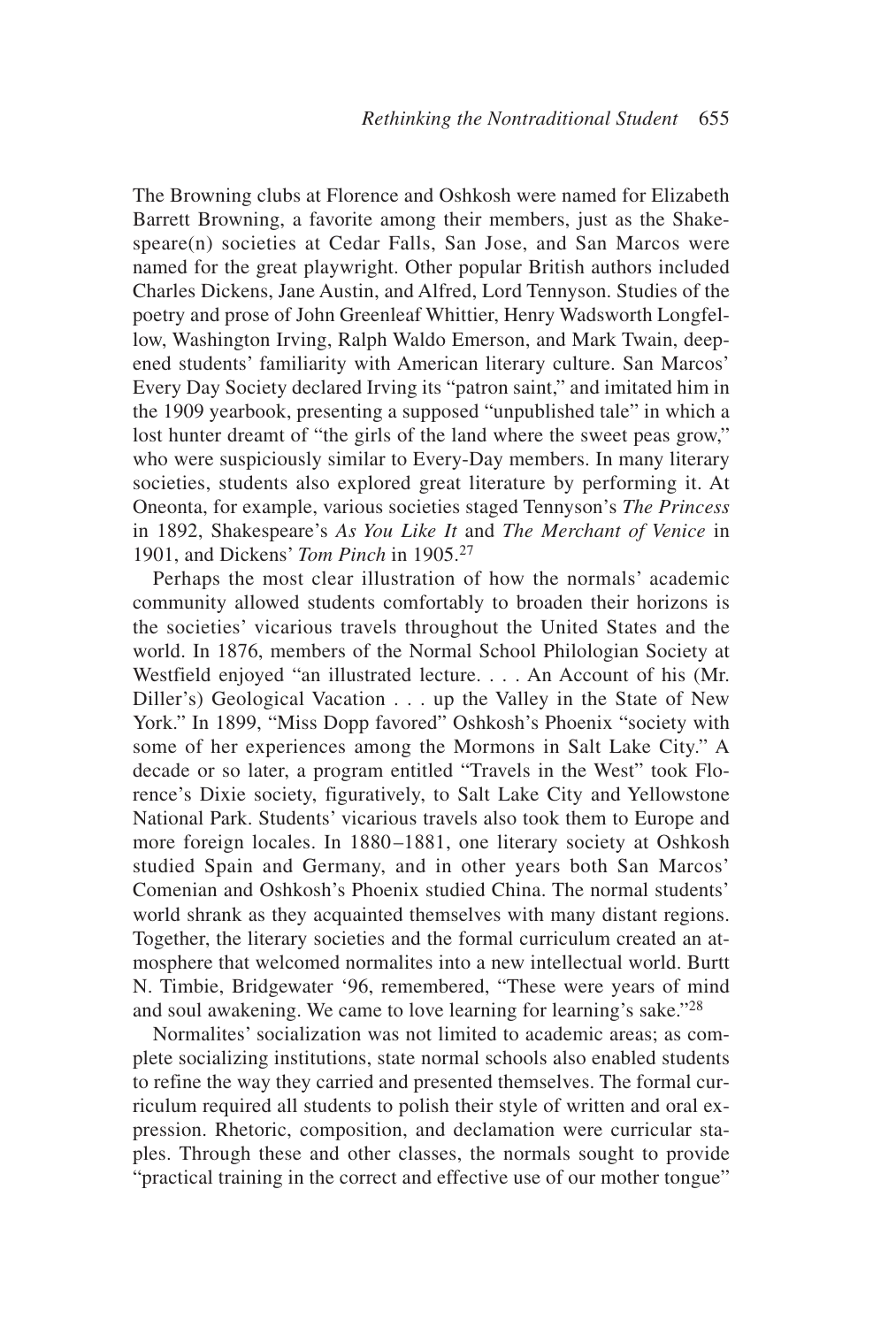The Browning clubs at Florence and Oshkosh were named for Elizabeth Barrett Browning, a favorite among their members, just as the Shakespeare(n) societies at Cedar Falls, San Jose, and San Marcos were named for the great playwright. Other popular British authors included Charles Dickens, Jane Austin, and Alfred, Lord Tennyson. Studies of the poetry and prose of John Greenleaf Whittier, Henry Wadsworth Longfellow, Washington Irving, Ralph Waldo Emerson, and Mark Twain, deepened students' familiarity with American literary culture. San Marcos' Every Day Society declared Irving its "patron saint," and imitated him in the 1909 yearbook, presenting a supposed "unpublished tale" in which a lost hunter dreamt of "the girls of the land where the sweet peas grow," who were suspiciously similar to Every-Day members. In many literary societies, students also explored great literature by performing it. At Oneonta, for example, various societies staged Tennyson's *The Princess* in 1892, Shakespeare's *As You Like It* and *The Merchant of Venice* in 1901, and Dickens' *Tom Pinch* in 1905.[27]

Perhaps the most clear illustration of how the normals' academic community allowed students comfortably to broaden their horizons is the societies' vicarious travels throughout the United States and the world. In 1876, members of the Normal School Philologian Society at Westfield enjoyed "an illustrated lecture. . . . An Account of his (Mr. Diller's) Geological Vacation . . . up the Valley in the State of New York." In 1899, "Miss Dopp favored" Oshkosh's Phoenix "society with some of her experiences among the Mormons in Salt Lake City." A decade or so later, a program entitled "Travels in the West" took Florence's Dixie society, figuratively, to Salt Lake City and Yellowstone National Park. Students' vicarious travels also took them to Europe and more foreign locales. In 1880–1881, one literary society at Oshkosh studied Spain and Germany, and in other years both San Marcos' Comenian and Oshkosh's Phoenix studied China. The normal students' world shrank as they acquainted themselves with many distant regions. Together, the literary societies and the formal curriculum created an atmosphere that welcomed normalites into a new intellectual world. Burtt N. Timbie, Bridgewater '96, remembered, "These were years of mind and soul awakening. We came to love learning for learning's sake."[28]

Normalites' socialization was not limited to academic areas; as complete socializing institutions, state normal schools also enabled students to refine the way they carried and presented themselves. The formal curriculum required all students to polish their style of written and oral expression. Rhetoric, composition, and declamation were curricular staples. Through these and other classes, the normals sought to provide "practical training in the correct and effective use of our mother tongue"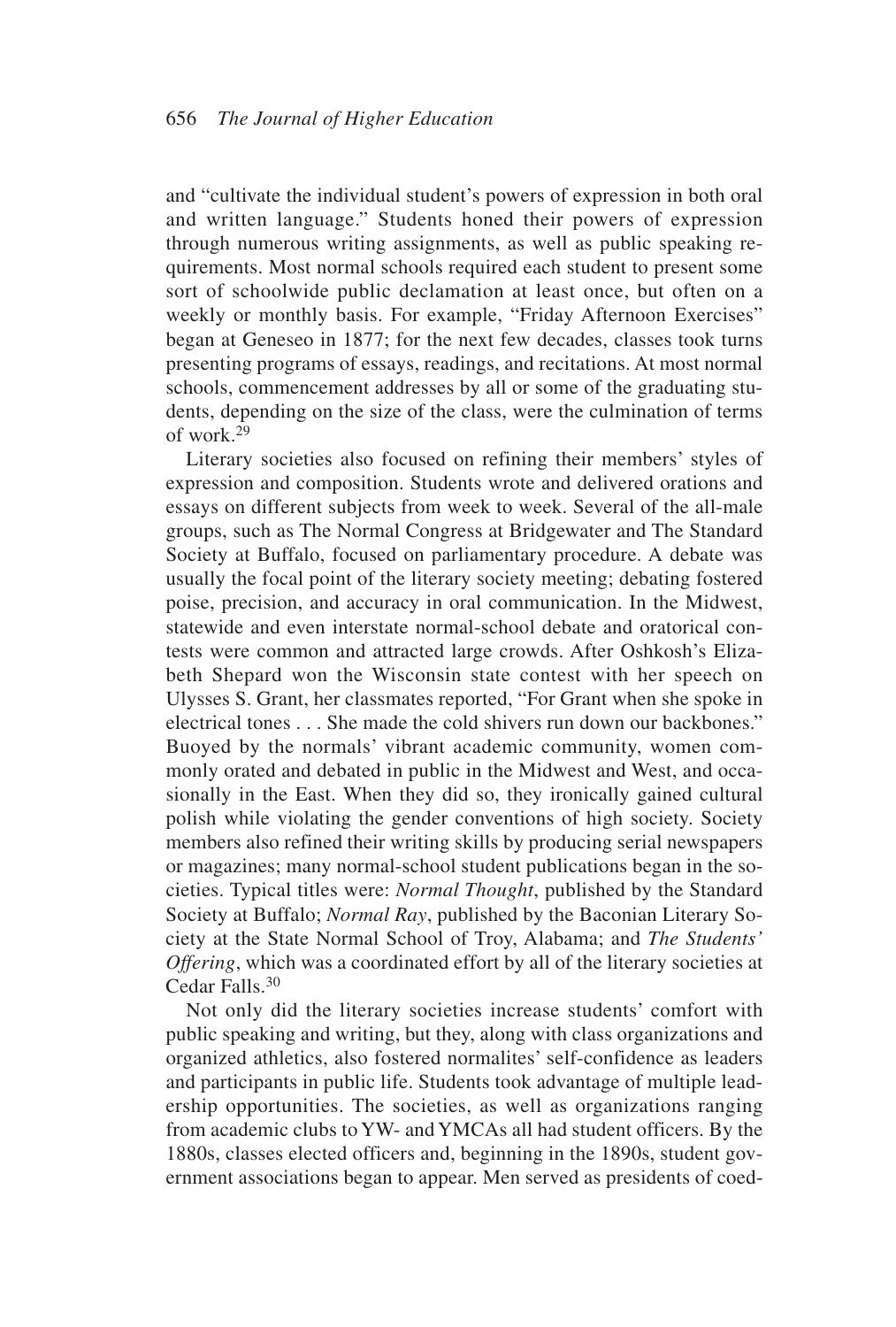and "cultivate the individual student's powers of expression in both oral and written language." Students honed their powers of expression through numerous writing assignments, as well as public speaking requirements. Most normal schools required each student to present some sort of schoolwide public declamation at least once, but often on a weekly or monthly basis. For example, "Friday Afternoon Exercises" began at Geneseo in 1877; for the next few decades, classes took turns presenting programs of essays, readings, and recitations. At most normal schools, commencement addresses by all or some of the graduating students, depending on the size of the class, were the culmination of terms of work.[29]

Literary societies also focused on refining their members' styles of expression and composition. Students wrote and delivered orations and essays on different subjects from week to week. Several of the all-male groups, such as The Normal Congress at Bridgewater and The Standard Society at Buffalo, focused on parliamentary procedure. A debate was usually the focal point of the literary society meeting; debating fostered poise, precision, and accuracy in oral communication. In the Midwest, statewide and even interstate normal-school debate and oratorical contests were common and attracted large crowds. After Oshkosh's Elizabeth Shepard won the Wisconsin state contest with her speech on Ulysses S. Grant, her classmates reported, "For Grant when she spoke in electrical tones . . . She made the cold shivers run down our backbones." Buoyed by the normals' vibrant academic community, women commonly orated and debated in public in the Midwest and West, and occasionally in the East. When they did so, they ironically gained cultural polish while violating the gender conventions of high society. Society members also refined their writing skills by producing serial newspapers or magazines; many normal-school student publications began in the societies. Typical titles were: *Normal Thought*, published by the Standard Society at Buffalo; *Normal Ray*, published by the Baconian Literary Society at the State Normal School of Troy, Alabama; and *The Students' Offering*, which was a coordinated effort by all of the literary societies at Cedar Falls.[30]

Not only did the literary societies increase students' comfort with public speaking and writing, but they, along with class organizations and organized athletics, also fostered normalites' self-confidence as leaders and participants in public life. Students took advantage of multiple leadership opportunities. The societies, as well as organizations ranging from academic clubs to YW- and YMCAs all had student officers. By the 1880s, classes elected officers and, beginning in the 1890s, student government associations began to appear. Men served as presidents of coed-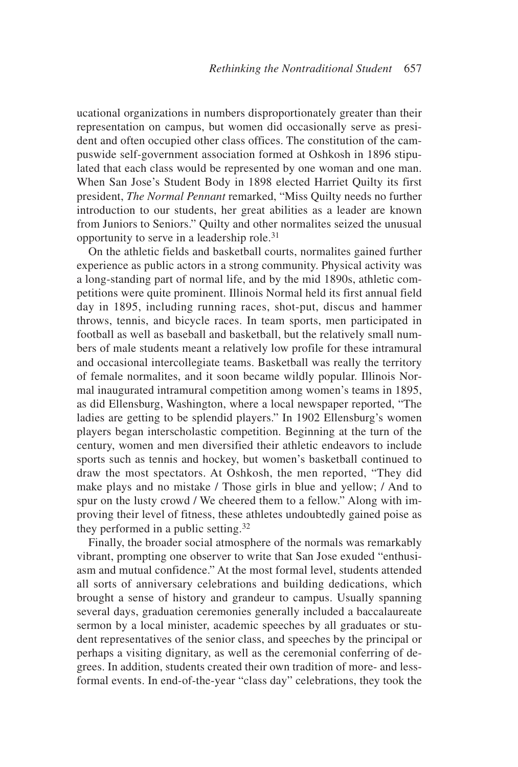ucational organizations in numbers disproportionately greater than their representation on campus, but women did occasionally serve as president and often occupied other class offices. The constitution of the campuswide self-government association formed at Oshkosh in 1896 stipulated that each class would be represented by one woman and one man. When San Jose's Student Body in 1898 elected Harriet Quilty its first president, *The Normal Pennant* remarked, "Miss Quilty needs no further introduction to our students, her great abilities as a leader are known from Juniors to Seniors." Quilty and other normalites seized the unusual opportunity to serve in a leadership role.[31]

On the athletic fields and basketball courts, normalites gained further experience as public actors in a strong community. Physical activity was a long-standing part of normal life, and by the mid 1890s, athletic competitions were quite prominent. Illinois Normal held its first annual field day in 1895, including running races, shot-put, discus and hammer throws, tennis, and bicycle races. In team sports, men participated in football as well as baseball and basketball, but the relatively small numbers of male students meant a relatively low profile for these intramural and occasional intercollegiate teams. Basketball was really the territory of female normalites, and it soon became wildly popular. Illinois Normal inaugurated intramural competition among women's teams in 1895, as did Ellensburg, Washington, where a local newspaper reported, "The ladies are getting to be splendid players." In 1902 Ellensburg's women players began interscholastic competition. Beginning at the turn of the century, women and men diversified their athletic endeavors to include sports such as tennis and hockey, but women's basketball continued to draw the most spectators. At Oshkosh, the men reported, "They did make plays and no mistake / Those girls in blue and yellow; / And to spur on the lusty crowd / We cheered them to a fellow." Along with improving their level of fitness, these athletes undoubtedly gained poise as they performed in a public setting.[32]

Finally, the broader social atmosphere of the normals was remarkably vibrant, prompting one observer to write that San Jose exuded "enthusiasm and mutual confidence." At the most formal level, students attended all sorts of anniversary celebrations and building dedications, which brought a sense of history and grandeur to campus. Usually spanning several days, graduation ceremonies generally included a baccalaureate sermon by a local minister, academic speeches by all graduates or student representatives of the senior class, and speeches by the principal or perhaps a visiting dignitary, as well as the ceremonial conferring of degrees. In addition, students created their own tradition of more- and less-formal events. In end-of-the-year "class day" celebrations, they took the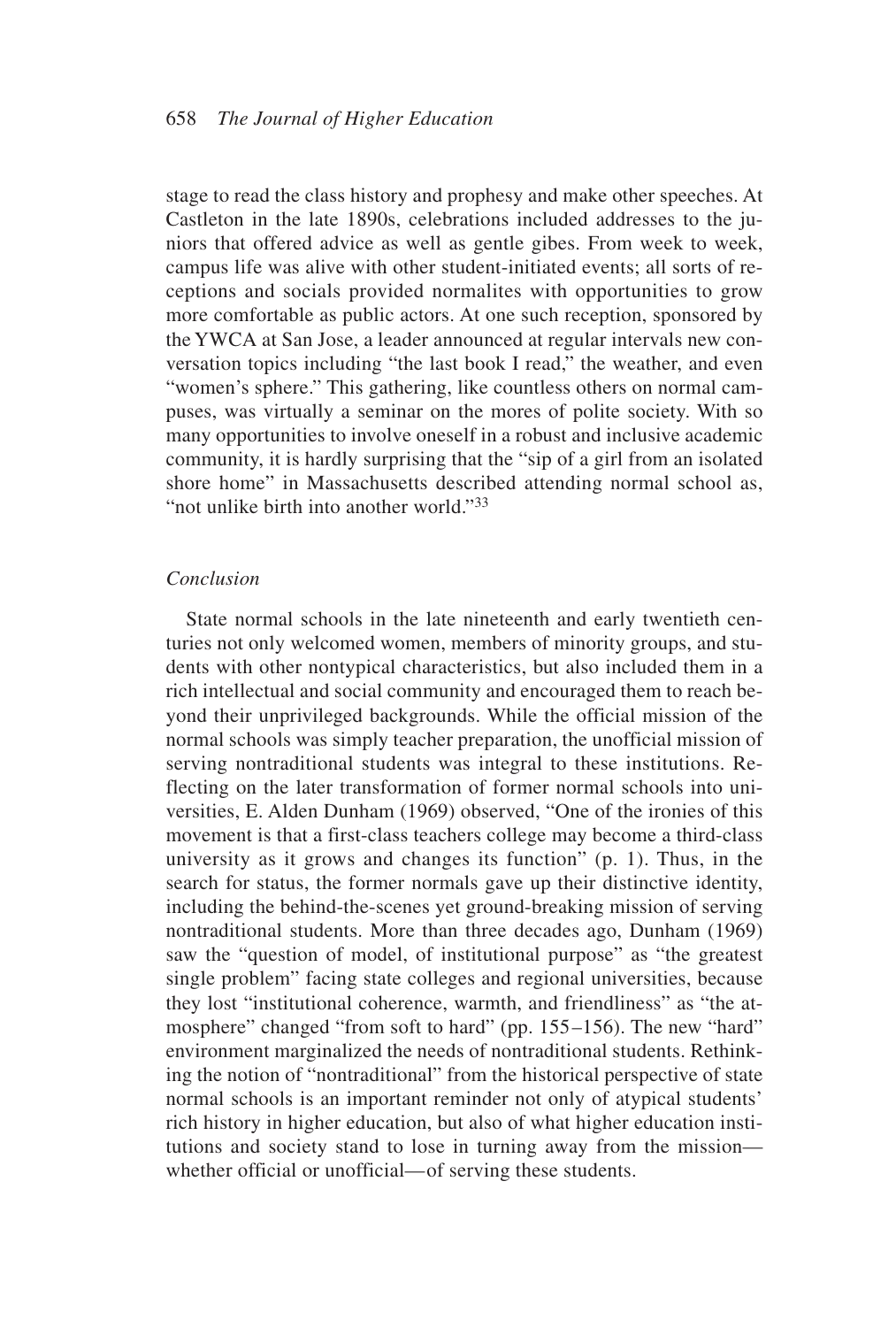stage to read the class history and prophesy and make other speeches. At Castleton in the late 1890s, celebrations included addresses to the juniors that offered advice as well as gentle gibes. From week to week, campus life was alive with other student-initiated events; all sorts of receptions and socials provided normalites with opportunities to grow more comfortable as public actors. At one such reception, sponsored by the YWCA at San Jose, a leader announced at regular intervals new conversation topics including "the last book I read," the weather, and even "women's sphere." This gathering, like countless others on normal campuses, was virtually a seminar on the mores of polite society. With so many opportunities to involve oneself in a robust and inclusive academic community, it is hardly surprising that the "sip of a girl from an isolated shore home" in Massachusetts described attending normal school as, "not unlike birth into another world."[33]

### *Conclusion*

State normal schools in the late nineteenth and early twentieth centuries not only welcomed women, members of minority groups, and students with other nontypical characteristics, but also included them in a rich intellectual and social community and encouraged them to reach beyond their unprivileged backgrounds. While the official mission of the normal schools was simply teacher preparation, the unofficial mission of serving nontraditional students was integral to these institutions. Reflecting on the later transformation of former normal schools into universities, E. Alden Dunham (1969) observed, "One of the ironies of this movement is that a first-class teachers college may become a third-class university as it grows and changes its function" (p. 1). Thus, in the search for status, the former normals gave up their distinctive identity, including the behind-the-scenes yet ground-breaking mission of serving nontraditional students. More than three decades ago, Dunham (1969) saw the "question of model, of institutional purpose" as "the greatest single problem" facing state colleges and regional universities, because they lost "institutional coherence, warmth, and friendliness" as "the atmosphere" changed "from soft to hard" (pp. 155–156). The new "hard" environment marginalized the needs of nontraditional students. Rethinking the notion of "nontraditional" from the historical perspective of state normal schools is an important reminder not only of atypical students' rich history in higher education, but also of what higher education institutions and society stand to lose in turning away from the mission—whether official or unofficial—of serving these students.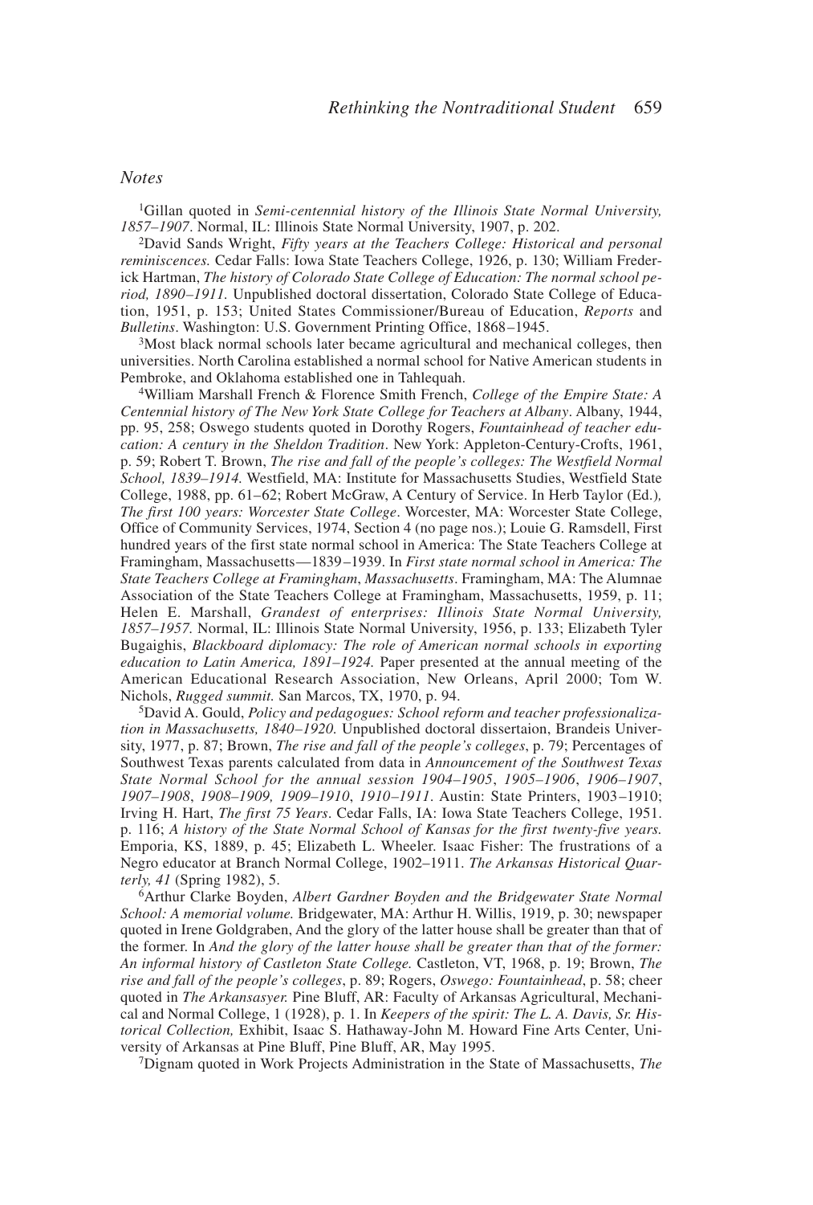## Notes

[1]Gillan quoted in *Semi-centennial history of the Illinois State Normal University, 1857–1907*. Normal, IL: Illinois State Normal University, 1907, p. 202.

[2]David Sands Wright, *Fifty years at the Teachers College: Historical and personal reminiscences.* Cedar Falls: Iowa State Teachers College, 1926, p. 130; William Frederick Hartman, *The history of Colorado State College of Education: The normal school period, 1890–1911.* Unpublished doctoral dissertation, Colorado State College of Education, 1951, p. 153; United States Commissioner/Bureau of Education, *Reports* and *Bulletins*. Washington: U.S. Government Printing Office, 1868–1945.

[3]Most black normal schools later became agricultural and mechanical colleges, then universities. North Carolina established a normal school for Native American students in Pembroke, and Oklahoma established one in Tahlequah.

[4]William Marshall French & Florence Smith French, *College of the Empire State: A Centennial history of The New York State College for Teachers at Albany*. Albany, 1944, pp. 95, 258; Oswego students quoted in Dorothy Rogers, *Fountainhead of teacher education: A century in the Sheldon Tradition*. New York: Appleton-Century-Crofts, 1961, p. 59; Robert T. Brown, *The rise and fall of the people's colleges: The Westfield Normal School, 1839–1914.* Westfield, MA: Institute for Massachusetts Studies, Westfield State College, 1988, pp. 61–62; Robert McGraw, A Century of Service. In Herb Taylor (Ed.), *The first 100 years: Worcester State College*. Worcester, MA: Worcester State College, Office of Community Services, 1974, Section 4 (no page nos.); Louie G. Ramsdell, First hundred years of the first state normal school in America: The State Teachers College at Framingham, Massachusetts—1839–1939. In *First state normal school in America: The State Teachers College at Framingham, Massachusetts*. Framingham, MA: The Alumnae Association of the State Teachers College at Framingham, Massachusetts, 1959, p. 11; Helen E. Marshall, *Grandest of enterprises: Illinois State Normal University, 1857–1957.* Normal, IL: Illinois State Normal University, 1956, p. 133; Elizabeth Tyler Bugaighis, *Blackboard diplomacy: The role of American normal schools in exporting education to Latin America, 1891–1924.* Paper presented at the annual meeting of the American Educational Research Association, New Orleans, April 2000; Tom W. Nichols, *Rugged summit.* San Marcos, TX, 1970, p. 94.

[5]David A. Gould, *Policy and pedagogues: School reform and teacher professionalization in Massachusetts, 1840–1920.* Unpublished doctoral dissertaion, Brandeis University, 1977, p. 87; Brown, *The rise and fall of the people's colleges*, p. 79; Percentages of Southwest Texas parents calculated from data in *Announcement of the Southwest Texas State Normal School for the annual session 1904–1905*, *1905–1906*, *1906–1907*, *1907–1908*, *1908–1909, 1909–1910*, *1910–1911*. Austin: State Printers, 1903–1910; Irving H. Hart, *The first 75 Years*. Cedar Falls, IA: Iowa State Teachers College, 1951. p. 116; *A history of the State Normal School of Kansas for the first twenty-five years.* Emporia, KS, 1889, p. 45; Elizabeth L. Wheeler. Isaac Fisher: The frustrations of a Negro educator at Branch Normal College, 1902–1911. *The Arkansas Historical Quarterly, 41* (Spring 1982), 5.

[6]Arthur Clarke Boyden, *Albert Gardner Boyden and the Bridgewater State Normal School: A memorial volume.* Bridgewater, MA: Arthur H. Willis, 1919, p. 30; newspaper quoted in Irene Goldgraben, And the glory of the latter house shall be greater than that of the former. In *And the glory of the latter house shall be greater than that of the former: An informal history of Castleton State College.* Castleton, VT, 1968, p. 19; Brown, *The rise and fall of the people's colleges*, p. 89; Rogers, *Oswego: Fountainhead*, p. 58; cheer quoted in *The Arkansasyer.* Pine Bluff, AR: Faculty of Arkansas Agricultural, Mechanical and Normal College, 1 (1928), p. 1. In *Keepers of the spirit: The L. A. Davis, Sr. Historical Collection,* Exhibit, Isaac S. Hathaway-John M. Howard Fine Arts Center, University of Arkansas at Pine Bluff, Pine Bluff, AR, May 1995.

[7]Dignam quoted in Work Projects Administration in the State of Massachusetts, *The*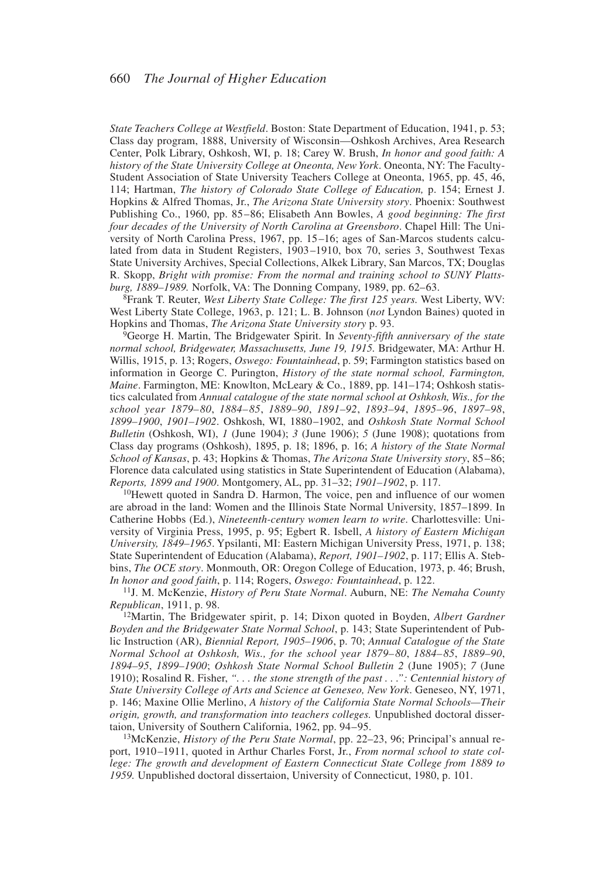*State Teachers College at Westfield*. Boston: State Department of Education, 1941, p. 53; Class day program, 1888, University of Wisconsin—Oshkosh Archives, Area Research Center, Polk Library, Oshkosh, WI, p. 18; Carey W. Brush, *In honor and good faith: A history of the State University College at Oneonta, New York*. Oneonta, NY: The Faculty-Student Association of State University Teachers College at Oneonta, 1965, pp. 45, 46, 114; Hartman, *The history of Colorado State College of Education,* p. 154; Ernest J. Hopkins & Alfred Thomas, Jr., *The Arizona State University story*. Phoenix: Southwest Publishing Co., 1960, pp. 85–86; Elisabeth Ann Bowles, *A good beginning: The first four decades of the University of North Carolina at Greensboro*. Chapel Hill: The University of North Carolina Press, 1967, pp. 15–16; ages of San-Marcos students calculated from data in Student Registers, 1903–1910, box 70, series 3, Southwest Texas State University Archives, Special Collections, Alkek Library, San Marcos, TX; Douglas R. Skopp, *Bright with promise: From the normal and training school to SUNY Plattsburg, 1889–1989.* Norfolk, VA: The Donning Company, 1989, pp. 62–63.

[8]Frank T. Reuter, *West Liberty State College: The first 125 years.* West Liberty, WV: West Liberty State College, 1963, p. 121; L. B. Johnson (*not* Lyndon Baines) quoted in Hopkins and Thomas, *The Arizona State University story* p. 93.

[9]George H. Martin, The Bridgewater Spirit. In *Seventy-fifth anniversary of the state normal school, Bridgewater, Massachusetts, June 19, 1915.* Bridgewater, MA: Arthur H. Willis, 1915, p. 13; Rogers, *Oswego: Fountainhead*, p. 59; Farmington statistics based on information in George C. Purington, *History of the state normal school, Farmington, Maine*. Farmington, ME: Knowlton, McLeary & Co., 1889, pp. 141–174; Oshkosh statistics calculated from *Annual catalogue of the state normal school at Oshkosh, Wis., for the school year 1879–80*, *1884–85*, *1889–90*, *1891–92*, *1893–94*, *1895–96*, *1897–98*, *1899–1900*, *1901–1902*. Oshkosh, WI, 1880–1902, and *Oshkosh State Normal School Bulletin* (Oshkosh, WI), *1* (June 1904); *3* (June 1906); *5* (June 1908); quotations from Class day programs (Oshkosh), 1895, p. 18; 1896, p. 16; *A history of the State Normal School of Kansas*, p. 43; Hopkins & Thomas, *The Arizona State University story*, 85–86; Florence data calculated using statistics in State Superintendent of Education (Alabama), *Reports, 1899 and 1900*. Montgomery, AL, pp. 31–32; *1901–1902*, p. 117.

[10]Hewett quoted in Sandra D. Harmon, The voice, pen and influence of our women are abroad in the land: Women and the Illinois State Normal University, 1857–1899. In Catherine Hobbs (Ed.), *Nineteenth-century women learn to write*. Charlottesville: University of Virginia Press, 1995, p. 95; Egbert R. Isbell, *A history of Eastern Michigan University, 1849–1965*. Ypsilanti, MI: Eastern Michigan University Press, 1971, p. 138; State Superintendent of Education (Alabama), *Report, 1901–1902*, p. 117; Ellis A. Stebbins, *The OCE story*. Monmouth, OR: Oregon College of Education, 1973, p. 46; Brush, *In honor and good faith*, p. 114; Rogers, *Oswego: Fountainhead*, p. 122.

[11]J. M. McKenzie, *History of Peru State Normal*. Auburn, NE: *The Nemaha County Republican*, 1911, p. 98.

[12]Martin, The Bridgewater spirit, p. 14; Dixon quoted in Boyden, *Albert Gardner Boyden and the Bridgewater State Normal School*, p. 143; State Superintendent of Public Instruction (AR), *Biennial Report, 1905–1906*, p. 70; *Annual Catalogue of the State Normal School at Oshkosh, Wis., for the school year 1879–80*, *1884–85*, *1889–90*, *1894–95*, *1899–1900*; *Oshkosh State Normal School Bulletin 2* (June 1905); *7* (June 1910); Rosalind R. Fisher, *". . . the stone strength of the past . . .": Centennial history of State University College of Arts and Science at Geneseo, New York*. Geneseo, NY, 1971, p. 146; Maxine Ollie Merlino, *A history of the California State Normal Schools—Their origin, growth, and transformation into teachers colleges.* Unpublished doctoral dissertaion, University of Southern California, 1962, pp. 94–95.

[13]McKenzie, *History of the Peru State Normal*, pp. 22–23, 96; Principal's annual report, 1910–1911, quoted in Arthur Charles Forst, Jr., *From normal school to state college: The growth and development of Eastern Connecticut State College from 1889 to 1959.* Unpublished doctoral dissertaion, University of Connecticut, 1980, p. 101.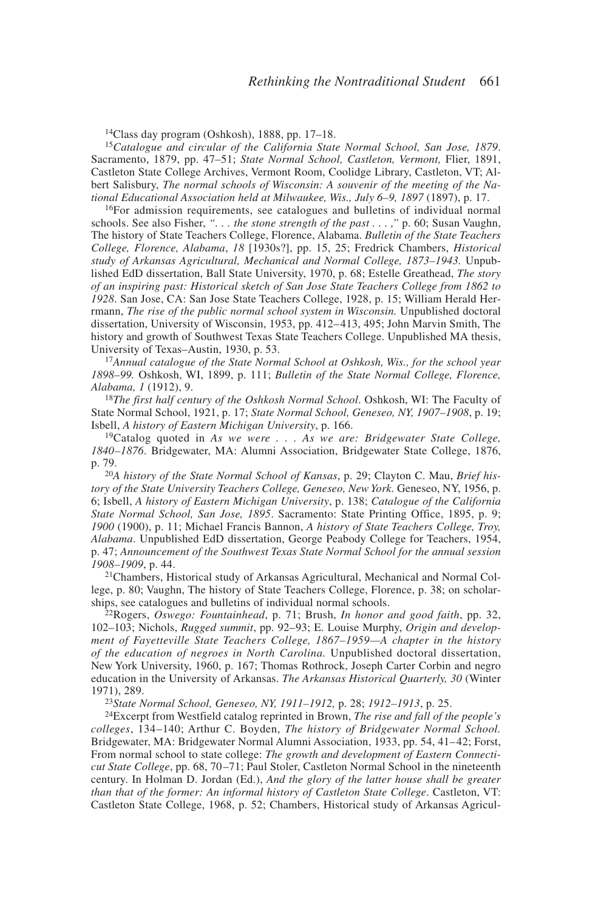[14]Class day program (Oshkosh), 1888, pp. 17–18.

[15]*Catalogue and circular of the California State Normal School, San Jose, 1879*. Sacramento, 1879, pp. 47–51; *State Normal School, Castleton, Vermont,* Flier, 1891, Castleton State College Archives, Vermont Room, Coolidge Library, Castleton, VT; Albert Salisbury, *The normal schools of Wisconsin: A souvenir of the meeting of the National Educational Association held at Milwaukee, Wis., July 6–9, 1897* (1897), p. 17.

[16]For admission requirements, see catalogues and bulletins of individual normal schools. See also Fisher, *". . . the stone strength of the past . . . ,"* p. 60; Susan Vaughn, The history of State Teachers College, Florence, Alabama. *Bulletin of the State Teachers College, Florence, Alabama*, *18* [1930s?], pp. 15, 25; Fredrick Chambers, *Historical study of Arkansas Agricultural, Mechanical and Normal College, 1873–1943.* Unpublished EdD dissertation, Ball State University, 1970, p. 68; Estelle Greathead, *The story of an inspiring past: Historical sketch of San Jose State Teachers College from 1862 to 1928*. San Jose, CA: San Jose State Teachers College, 1928, p. 15; William Herald Herrmann, *The rise of the public normal school system in Wisconsin.* Unpublished doctoral dissertation, University of Wisconsin, 1953, pp. 412–413, 495; John Marvin Smith, The history and growth of Southwest Texas State Teachers College. Unpublished MA thesis, University of Texas–Austin, 1930, p. 53.

[17]*Annual catalogue of the State Normal School at Oshkosh, Wis., for the school year 1898–99.* Oshkosh, WI, 1899, p. 111; *Bulletin of the State Normal College, Florence, Alabama, 1* (1912), 9.

[18]*The first half century of the Oshkosh Normal School*. Oshkosh, WI: The Faculty of State Normal School, 1921, p. 17; *State Normal School, Geneseo, NY, 1907–1908*, p. 19; Isbell, *A history of Eastern Michigan University*, p. 166.

[19]Catalog quoted in *As we were . . . As we are: Bridgewater State College, 1840–1876*. Bridgewater, MA: Alumni Association, Bridgewater State College, 1876, p. 79.

[20]*A history of the State Normal School of Kansas*, p. 29; Clayton C. Mau, *Brief history of the State University Teachers College, Geneseo, New York.* Geneseo, NY, 1956, p. 6; Isbell, *A history of Eastern Michigan University*, p. 138; *Catalogue of the California State Normal School, San Jose, 1895*. Sacramento: State Printing Office, 1895, p. 9; *1900* (1900), p. 11; Michael Francis Bannon, *A history of State Teachers College, Troy, Alabama*. Unpublished EdD dissertation, George Peabody College for Teachers, 1954, p. 47; *Announcement of the Southwest Texas State Normal School for the annual session 1908–1909*, p. 44.

[21]Chambers, Historical study of Arkansas Agricultural, Mechanical and Normal College, p. 80; Vaughn, The history of State Teachers College, Florence, p. 38; on scholarships, see catalogues and bulletins of individual normal schools.

[22]Rogers, *Oswego: Fountainhead*, p. 71; Brush, *In honor and good faith*, pp. 32, 102–103; Nichols, *Rugged summit*, pp. 92–93; E. Louise Murphy, *Origin and development of Fayetteville State Teachers College, 1867–1959—A chapter in the history of the education of negroes in North Carolina.* Unpublished doctoral dissertation, New York University, 1960, p. 167; Thomas Rothrock, Joseph Carter Corbin and negro education in the University of Arkansas. *The Arkansas Historical Quarterly, 30* (Winter 1971), 289.

[23]*State Normal School, Geneseo, NY, 1911–1912,* p. 28; *1912–1913*, p. 25.

[24]Excerpt from Westfield catalog reprinted in Brown, *The rise and fall of the people's colleges*, 134–140; Arthur C. Boyden, *The history of Bridgewater Normal School.* Bridgewater, MA: Bridgewater Normal Alumni Association, 1933, pp. 54, 41–42; Forst, From normal school to state college: *The growth and development of Eastern Connecticut State College*, pp. 68, 70–71; Paul Stoler, Castleton Normal School in the nineteenth century. In Holman D. Jordan (Ed.), *And the glory of the latter house shall be greater than that of the former: An informal history of Castleton State College*. Castleton, VT: Castleton State College, 1968, p. 52; Chambers, Historical study of Arkansas Agricul-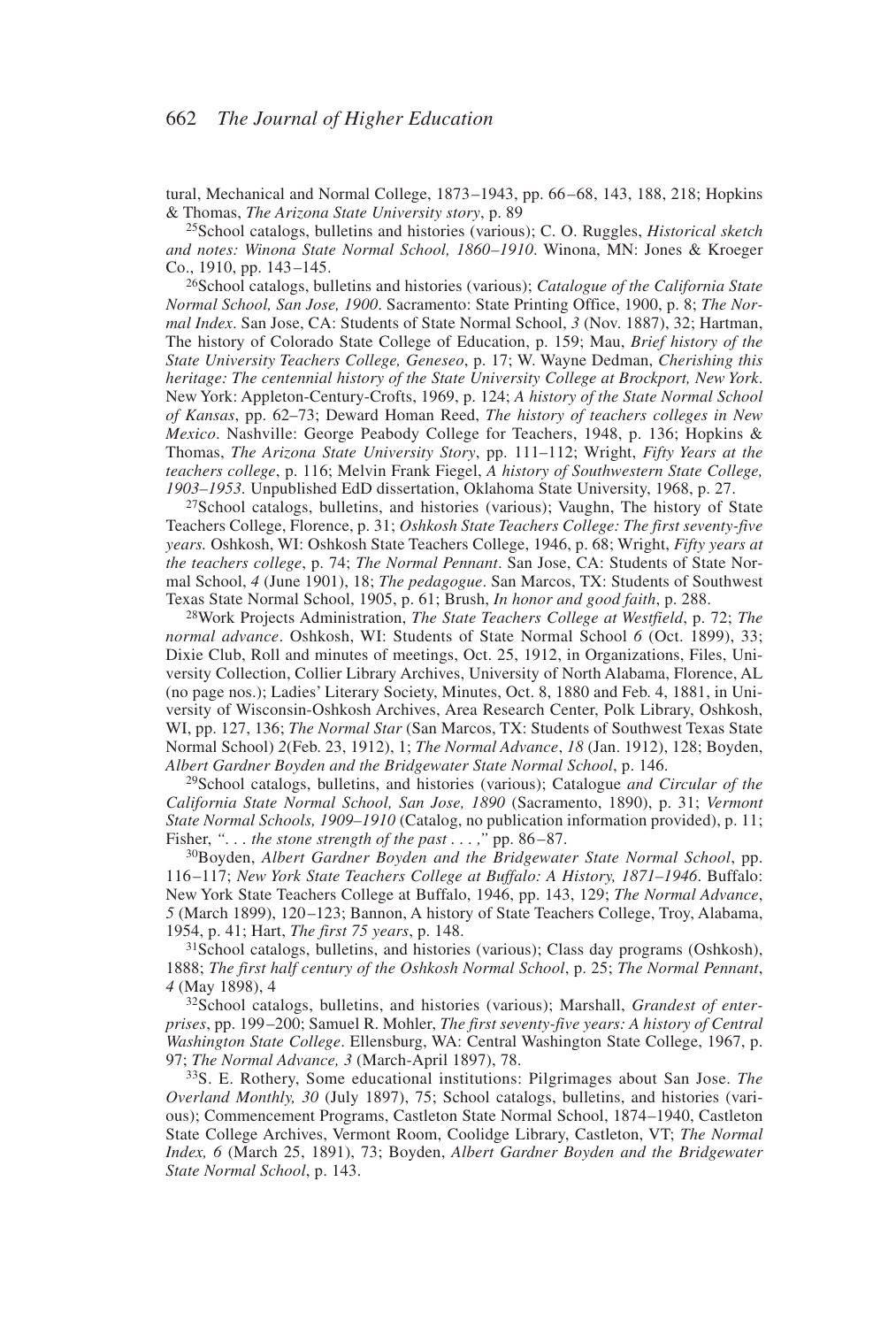tural, Mechanical and Normal College, 1873–1943, pp. 66–68, 143, 188, 218; Hopkins & Thomas, *The Arizona State University story*, p. 89

[25]School catalogs, bulletins and histories (various); C. O. Ruggles, *Historical sketch and notes: Winona State Normal School, 1860–1910*. Winona, MN: Jones & Kroeger Co., 1910, pp. 143–145.

[26]School catalogs, bulletins and histories (various); *Catalogue of the California State Normal School, San Jose, 1900*. Sacramento: State Printing Office, 1900, p. 8; *The Normal Index*. San Jose, CA: Students of State Normal School, *3* (Nov. 1887), 32; Hartman, The history of Colorado State College of Education, p. 159; Mau, *Brief history of the State University Teachers College, Geneseo*, p. 17; W. Wayne Dedman, *Cherishing this heritage: The centennial history of the State University College at Brockport, New York*. New York: Appleton-Century-Crofts, 1969, p. 124; *A history of the State Normal School of Kansas*, pp. 62–73; Deward Homan Reed, *The history of teachers colleges in New Mexico*. Nashville: George Peabody College for Teachers, 1948, p. 136; Hopkins & Thomas, *The Arizona State University Story*, pp. 111–112; Wright, *Fifty Years at the teachers college*, p. 116; Melvin Frank Fiegel, *A history of Southwestern State College, 1903–1953*. Unpublished EdD dissertation, Oklahoma State University, 1968, p. 27.

[27]School catalogs, bulletins, and histories (various); Vaughn, The history of State Teachers College, Florence, p. 31; *Oshkosh State Teachers College: The first seventy-five years.* Oshkosh, WI: Oshkosh State Teachers College, 1946, p. 68; Wright, *Fifty years at the teachers college*, p. 74; *The Normal Pennant*. San Jose, CA: Students of State Normal School, *4* (June 1901), 18; *The pedagogue*. San Marcos, TX: Students of Southwest Texas State Normal School, 1905, p. 61; Brush, *In honor and good faith*, p. 288.

[28]Work Projects Administration, *The State Teachers College at Westfield*, p. 72; *The normal advance*. Oshkosh, WI: Students of State Normal School *6* (Oct. 1899), 33; Dixie Club, Roll and minutes of meetings, Oct. 25, 1912, in Organizations, Files, University Collection, Collier Library Archives, University of North Alabama, Florence, AL (no page nos.); Ladies' Literary Society, Minutes, Oct. 8, 1880 and Feb. 4, 1881, in University of Wisconsin-Oshkosh Archives, Area Research Center, Polk Library, Oshkosh, WI, pp. 127, 136; *The Normal Star* (San Marcos, TX: Students of Southwest Texas State Normal School) *2*(Feb. 23, 1912), 1; *The Normal Advance*, *18* (Jan. 1912), 128; Boyden, *Albert Gardner Boyden and the Bridgewater State Normal School*, p. 146.

[29]School catalogs, bulletins, and histories (various); Catalogue *and Circular of the California State Normal School, San Jose, 1890* (Sacramento, 1890), p. 31; *Vermont State Normal Schools, 1909–1910* (Catalog, no publication information provided), p. 11; Fisher, *". . . the stone strength of the past . . . ,"* pp. 86–87.

[30]Boyden, *Albert Gardner Boyden and the Bridgewater State Normal School*, pp. 116–117; *New York State Teachers College at Buffalo: A History, 1871–1946*. Buffalo: New York State Teachers College at Buffalo, 1946, pp. 143, 129; *The Normal Advance*, *5* (March 1899), 120–123; Bannon, A history of State Teachers College, Troy, Alabama, 1954, p. 41; Hart, *The first 75 years*, p. 148.

[31]School catalogs, bulletins, and histories (various); Class day programs (Oshkosh), 1888; *The first half century of the Oshkosh Normal School*, p. 25; *The Normal Pennant*, *4* (May 1898), 4

[32]School catalogs, bulletins, and histories (various); Marshall, *Grandest of enterprises*, pp. 199–200; Samuel R. Mohler, *The first seventy-five years: A history of Central Washington State College*. Ellensburg, WA: Central Washington State College, 1967, p. 97; *The Normal Advance, 3* (March-April 1897), 78.

[33]S. E. Rothery, Some educational institutions: Pilgrimages about San Jose. *The Overland Monthly, 30* (July 1897), 75; School catalogs, bulletins, and histories (various); Commencement Programs, Castleton State Normal School, 1874–1940, Castleton State College Archives, Vermont Room, Coolidge Library, Castleton, VT; *The Normal Index, 6* (March 25, 1891), 73; Boyden, *Albert Gardner Boyden and the Bridgewater State Normal School*, p. 143.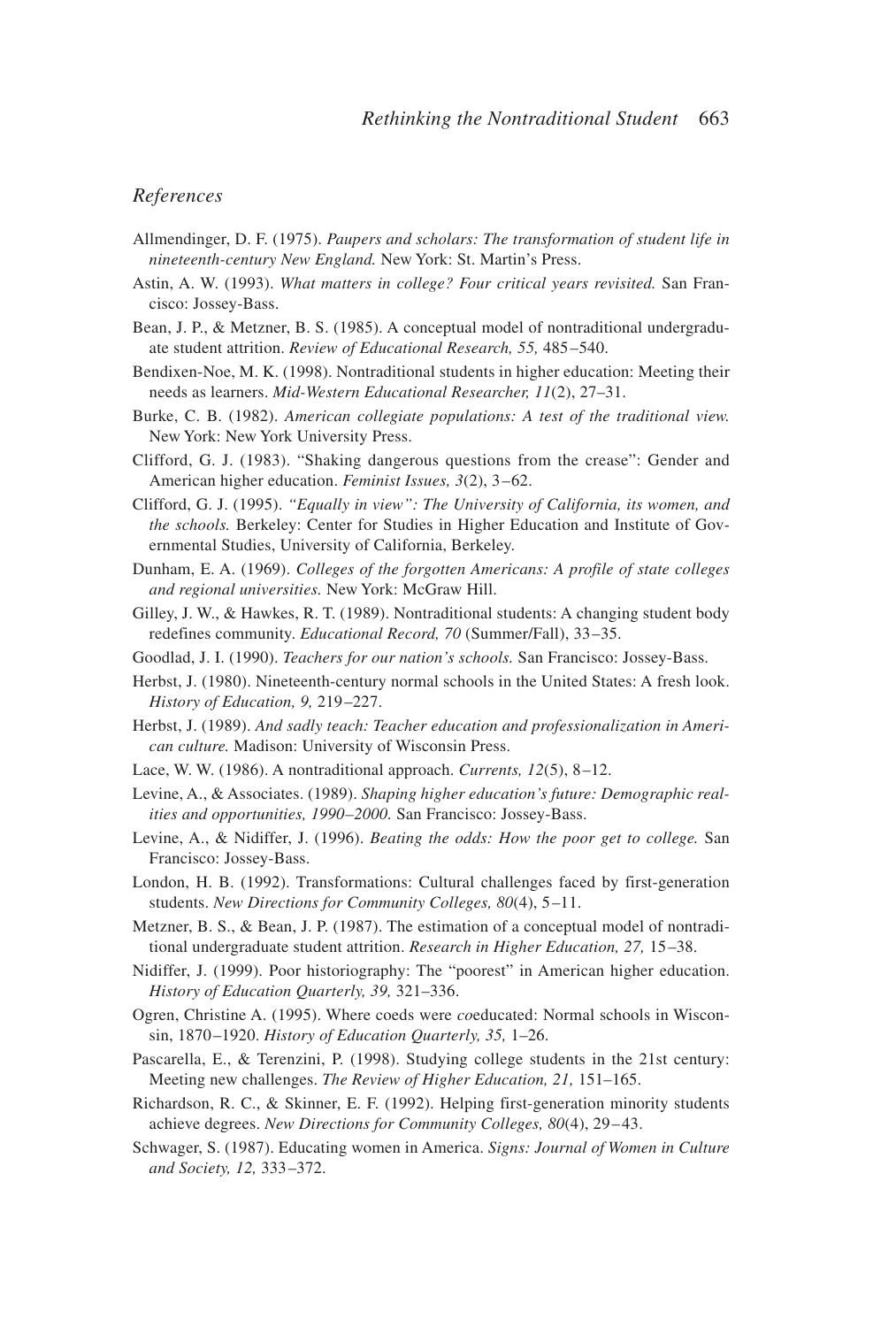## *References*

Allmendinger, D. F. (1975). *Paupers and scholars: The transformation of student life in nineteenth-century New England.* New York: St. Martin's Press.

Astin, A. W. (1993). *What matters in college? Four critical years revisited.* San Francisco: Jossey-Bass.

Bean, J. P., & Metzner, B. S. (1985). A conceptual model of nontraditional undergraduate student attrition. *Review of Educational Research, 55,* 485–540.

Bendixen-Noe, M. K. (1998). Nontraditional students in higher education: Meeting their needs as learners. *Mid-Western Educational Researcher, 11*(2), 27–31.

Burke, C. B. (1982). *American collegiate populations: A test of the traditional view.* New York: New York University Press.

Clifford, G. J. (1983). "Shaking dangerous questions from the crease": Gender and American higher education. *Feminist Issues, 3*(2), 3–62.

Clifford, G. J. (1995). *"Equally in view": The University of California, its women, and the schools.* Berkeley: Center for Studies in Higher Education and Institute of Governmental Studies, University of California, Berkeley.

Dunham, E. A. (1969). *Colleges of the forgotten Americans: A profile of state colleges and regional universities.* New York: McGraw Hill.

Gilley, J. W., & Hawkes, R. T. (1989). Nontraditional students: A changing student body redefines community. *Educational Record, 70* (Summer/Fall), 33–35.

Goodlad, J. I. (1990). *Teachers for our nation's schools.* San Francisco: Jossey-Bass.

Herbst, J. (1980). Nineteenth-century normal schools in the United States: A fresh look. *History of Education, 9,* 219–227.

Herbst, J. (1989). *And sadly teach: Teacher education and professionalization in American culture.* Madison: University of Wisconsin Press.

Lace, W. W. (1986). A nontraditional approach. *Currents, 12*(5), 8–12.

Levine, A., & Associates. (1989). *Shaping higher education's future: Demographic realities and opportunities, 1990–2000.* San Francisco: Jossey-Bass.

Levine, A., & Nidiffer, J. (1996). *Beating the odds: How the poor get to college.* San Francisco: Jossey-Bass.

London, H. B. (1992). Transformations: Cultural challenges faced by first-generation students. *New Directions for Community Colleges, 80*(4), 5–11.

Metzner, B. S., & Bean, J. P. (1987). The estimation of a conceptual model of nontraditional undergraduate student attrition. *Research in Higher Education, 27,* 15–38.

Nidiffer, J. (1999). Poor historiography: The "poorest" in American higher education. *History of Education Quarterly, 39,* 321–336.

Ogren, Christine A. (1995). Where coeds were *co*educated: Normal schools in Wisconsin, 1870–1920. *History of Education Quarterly, 35,* 1–26.

Pascarella, E., & Terenzini, P. (1998). Studying college students in the 21st century: Meeting new challenges. *The Review of Higher Education, 21,* 151–165.

Richardson, R. C., & Skinner, E. F. (1992). Helping first-generation minority students achieve degrees. *New Directions for Community Colleges, 80*(4), 29–43.

Schwager, S. (1987). Educating women in America. *Signs: Journal of Women in Culture and Society, 12,* 333–372.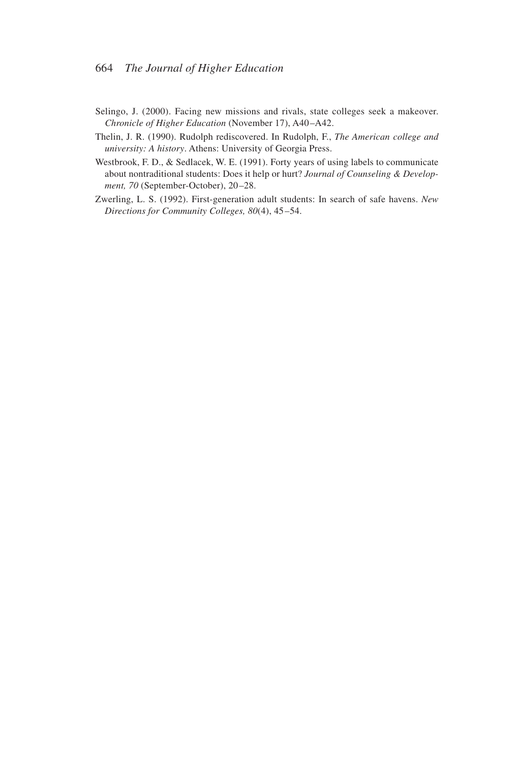Selingo, J. (2000). Facing new missions and rivals, state colleges seek a makeover. *Chronicle of Higher Education* (November 17), A40–A42.

Thelin, J. R. (1990). Rudolph rediscovered. In Rudolph, F., *The American college and university: A history*. Athens: University of Georgia Press.

Westbrook, F. D., & Sedlacek, W. E. (1991). Forty years of using labels to communicate about nontraditional students: Does it help or hurt? *Journal of Counseling & Development, 70* (September-October), 20–28.

Zwerling, L. S. (1992). First-generation adult students: In search of safe havens. *New Directions for Community Colleges, 80*(4), 45–54.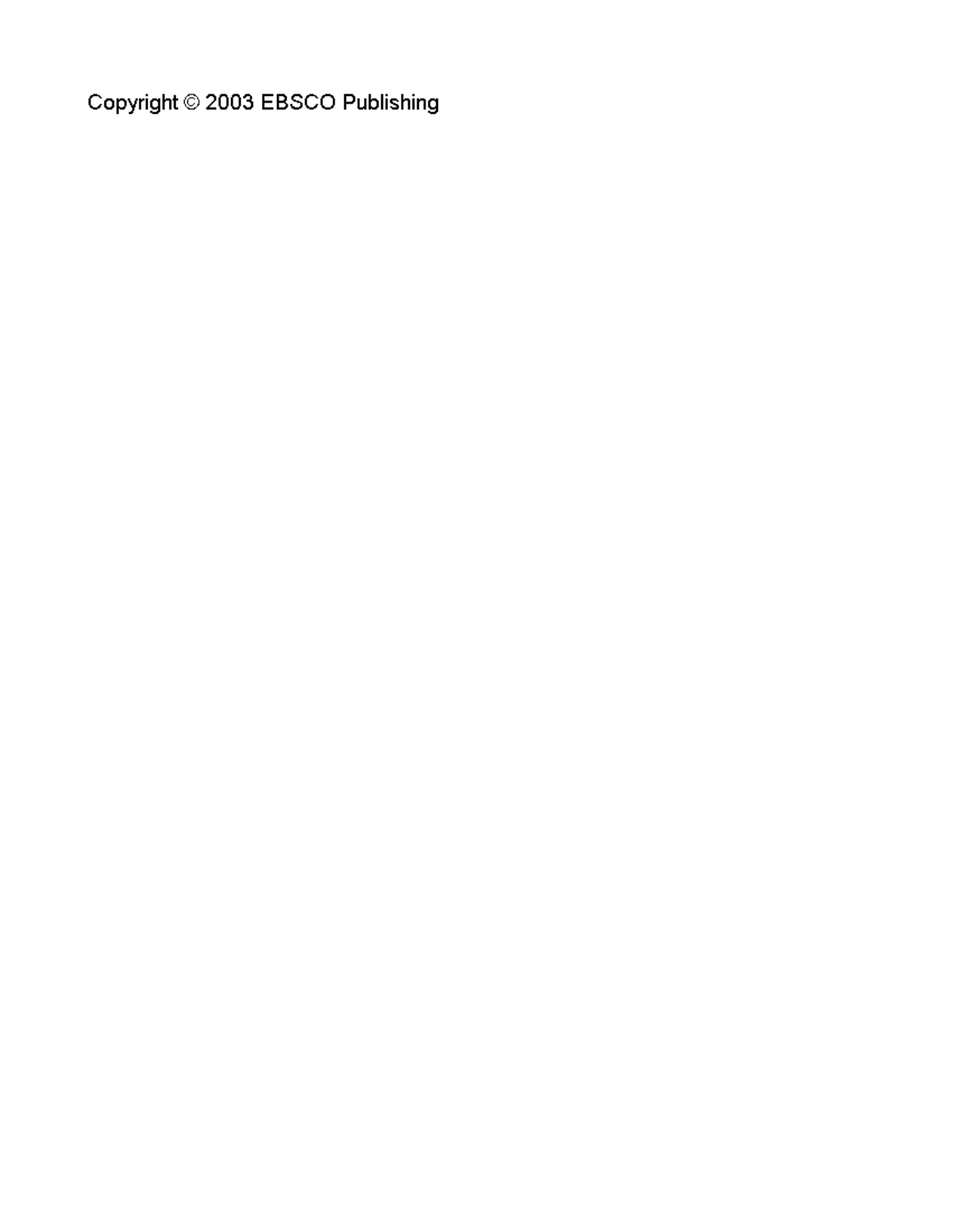Copyright © 2003 EBSCO Publishing